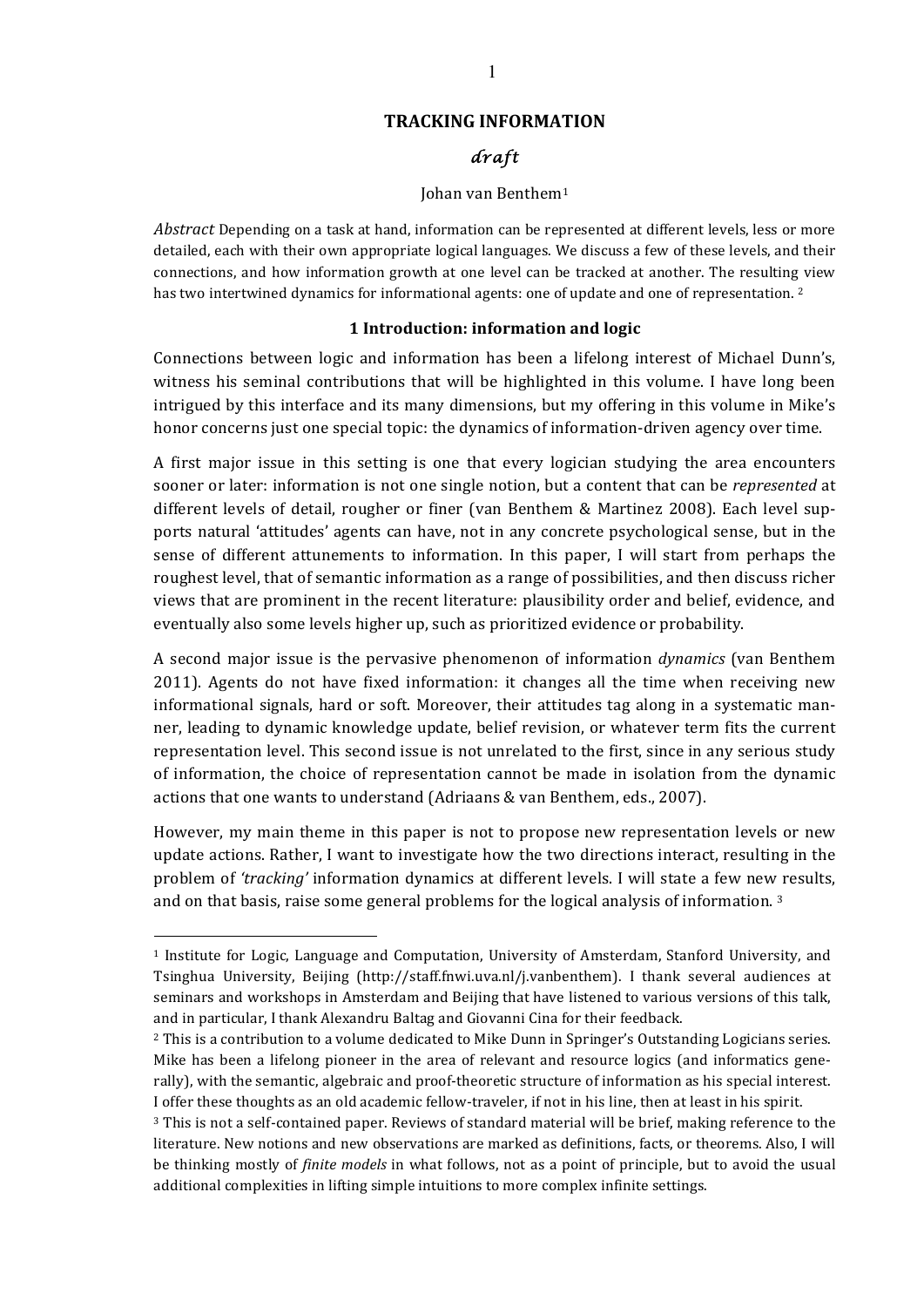# TRACKING INFORMATION

*draft*

Johan van Benthem[1]

*Abstract* Depending on a task at hand, information can be represented at different levels, less or more detailed, each with their own appropriate logical languages. We discuss a few of these levels, and their connections, and how information growth at one level can be tracked at another. The resulting view has two intertwined dynamics for informational agents: one of update and one of representation. [2]

## 1 Introduction: information and logic

Connections between logic and information has been a lifelong interest of Michael Dunn's, witness his seminal contributions that will be highlighted in this volume. I have long been intrigued by this interface and its many dimensions, but my offering in this volume in Mike's honor concerns just one special topic: the dynamics of information-driven agency over time.

A first major issue in this setting is one that every logician studying the area encounters sooner or later: information is not one single notion, but a content that can be *represented* at different levels of detail, rougher or finer (van Benthem & Martinez 2008). Each level supports natural 'attitudes' agents can have, not in any concrete psychological sense, but in the sense of different attunements to information. In this paper, I will start from perhaps the roughest level, that of semantic information as a range of possibilities, and then discuss richer views that are prominent in the recent literature: plausibility order and belief, evidence, and eventually also some levels higher up, such as prioritized evidence or probability.

A second major issue is the pervasive phenomenon of information *dynamics* (van Benthem 2011). Agents do not have fixed information: it changes all the time when receiving new informational signals, hard or soft. Moreover, their attitudes tag along in a systematic manner, leading to dynamic knowledge update, belief revision, or whatever term fits the current representation level. This second issue is not unrelated to the first, since in any serious study of information, the choice of representation cannot be made in isolation from the dynamic actions that one wants to understand (Adriaans & van Benthem, eds., 2007).

However, my main theme in this paper is not to propose new representation levels or new update actions. Rather, I want to investigate how the two directions interact, resulting in the problem of *'tracking'* information dynamics at different levels. I will state a few new results, and on that basis, raise some general problems for the logical analysis of information. [3]

---

[1] Institute for Logic, Language and Computation, University of Amsterdam, Stanford University, and Tsinghua University, Beijing (http://staff.fnwi.uva.nl/j.vanbenthem). I thank several audiences at seminars and workshops in Amsterdam and Beijing that have listened to various versions of this talk, and in particular, I thank Alexandru Baltag and Giovanni Cina for their feedback.

[2] This is a contribution to a volume dedicated to Mike Dunn in Springer's Outstanding Logicians series. Mike has been a lifelong pioneer in the area of relevant and resource logics (and informatics generally), with the semantic, algebraic and proof-theoretic structure of information as his special interest. I offer these thoughts as an old academic fellow-traveler, if not in his line, then at least in his spirit.

[3] This is not a self-contained paper. Reviews of standard material will be brief, making reference to the literature. New notions and new observations are marked as definitions, facts, or theorems. Also, I will be thinking mostly of *finite models* in what follows, not as a point of principle, but to avoid the usual additional complexities in lifting simple intuitions to more complex infinite settings.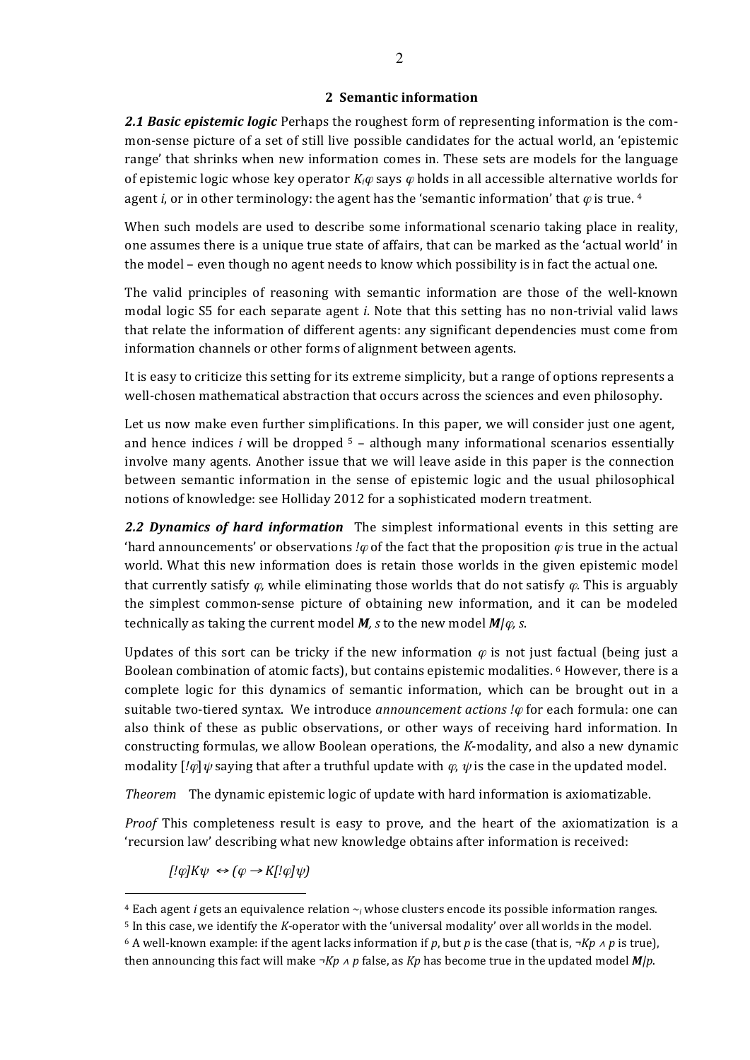## 2 Semantic information

***2.1 Basic epistemic logic*** Perhaps the roughest form of representing information is the common-sense picture of a set of still live possible candidates for the actual world, an 'epistemic range' that shrinks when new information comes in. These sets are models for the language of epistemic logic whose key operator $K_i\varphi$ says $\varphi$ holds in all accessible alternative worlds for agent *i*, or in other terminology: the agent has the 'semantic information' that $\varphi$ is true. [4]

When such models are used to describe some informational scenario taking place in reality, one assumes there is a unique true state of affairs, that can be marked as the 'actual world' in the model – even though no agent needs to know which possibility is in fact the actual one.

The valid principles of reasoning with semantic information are those of the well-known modal logic S5 for each separate agent *i*. Note that this setting has no non-trivial valid laws that relate the information of different agents: any significant dependencies must come from information channels or other forms of alignment between agents.

It is easy to criticize this setting for its extreme simplicity, but a range of options represents a well-chosen mathematical abstraction that occurs across the sciences and even philosophy.

Let us now make even further simplifications. In this paper, we will consider just one agent, and hence indices *i* will be dropped [5] – although many informational scenarios essentially involve many agents. Another issue that we will leave aside in this paper is the connection between semantic information in the sense of epistemic logic and the usual philosophical notions of knowledge: see Holliday 2012 for a sophisticated modern treatment.

***2.2 Dynamics of hard information*** The simplest informational events in this setting are 'hard announcements' or observations $!\varphi$ of the fact that the proposition $\varphi$ is true in the actual world. What this new information does is retain those worlds in the given epistemic model that currently satisfy $\varphi$, while eliminating those worlds that do not satisfy $\varphi$. This is arguably the simplest common-sense picture of obtaining new information, and it can be modeled technically as taking the current model $\boldsymbol{M}, s$ to the new model $\boldsymbol{M}|\varphi, s$.

Updates of this sort can be tricky if the new information $\varphi$ is not just factual (being just a Boolean combination of atomic facts), but contains epistemic modalities. [6] However, there is a complete logic for this dynamics of semantic information, which can be brought out in a suitable two-tiered syntax. We introduce *announcement actions* $!\varphi$ for each formula: one can also think of these as public observations, or other ways of receiving hard information. In constructing formulas, we allow Boolean operations, the *K*-modality, and also a new dynamic modality $[!\varphi]\psi$ saying that after a truthful update with $\varphi$, $\psi$ is the case in the updated model.

*Theorem* The dynamic epistemic logic of update with hard information is axiomatizable.

*Proof* This completeness result is easy to prove, and the heart of the axiomatization is a 'recursion law' describing what new knowledge obtains after information is received:

$$[!\varphi]K\psi \leftrightarrow (\varphi \rightarrow K[!\varphi]\psi)$$

---

[4] Each agent *i* gets an equivalence relation $\sim_i$ whose clusters encode its possible information ranges.

[5] In this case, we identify the *K*-operator with the 'universal modality' over all worlds in the model.

[6] A well-known example: if the agent lacks information if *p*, but *p* is the case (that is, $\neg Kp \wedge p$ is true), then announcing this fact will make $\neg Kp \wedge p$ false, as $Kp$ has become true in the updated model $\boldsymbol{M}|p$.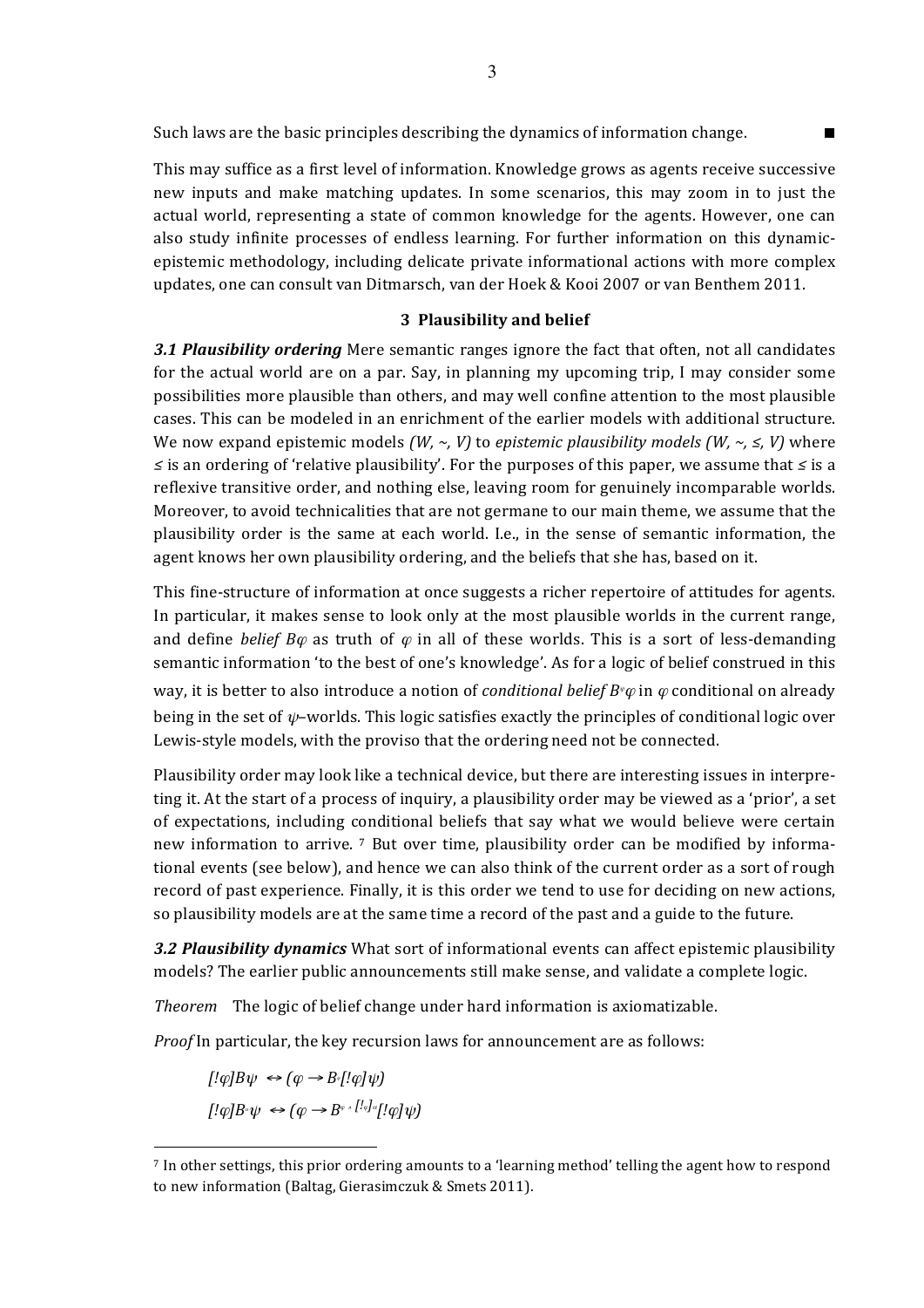Such laws are the basic principles describing the dynamics of information change. ■

This may suffice as a first level of information. Knowledge grows as agents receive successive new inputs and make matching updates. In some scenarios, this may zoom in to just the actual world, representing a state of common knowledge for the agents. However, one can also study infinite processes of endless learning. For further information on this dynamic-epistemic methodology, including delicate private informational actions with more complex updates, one can consult van Ditmarsch, van der Hoek & Kooi 2007 or van Benthem 2011.

### 3 Plausibility and belief

***3.1 Plausibility ordering*** Mere semantic ranges ignore the fact that often, not all candidates for the actual world are on a par. Say, in planning my upcoming trip, I may consider some possibilities more plausible than others, and may well confine attention to the most plausible cases. This can be modeled in an enrichment of the earlier models with additional structure. We now expand epistemic models *(W, ~, V)* to *epistemic plausibility models (W, ~, ≤, V)* where ≤ is an ordering of 'relative plausibility'. For the purposes of this paper, we assume that ≤ is a reflexive transitive order, and nothing else, leaving room for genuinely incomparable worlds. Moreover, to avoid technicalities that are not germane to our main theme, we assume that the plausibility order is the same at each world. I.e., in the sense of semantic information, the agent knows her own plausibility ordering, and the beliefs that she has, based on it.

This fine-structure of information at once suggests a richer repertoire of attitudes for agents. In particular, it makes sense to look only at the most plausible worlds in the current range, and define *belief* $B\varphi$ as truth of $\varphi$ in all of these worlds. This is a sort of less-demanding semantic information 'to the best of one's knowledge'. As for a logic of belief construed in this way, it is better to also introduce a notion of *conditional belief* $B^{\psi}\varphi$ in $\varphi$ conditional on already being in the set of $\psi$–worlds. This logic satisfies exactly the principles of conditional logic over Lewis-style models, with the proviso that the ordering need not be connected.

Plausibility order may look like a technical device, but there are interesting issues in interpreting it. At the start of a process of inquiry, a plausibility order may be viewed as a 'prior', a set of expectations, including conditional beliefs that say what we would believe were certain new information to arrive. [7] But over time, plausibility order can be modified by informational events (see below), and hence we can also think of the current order as a sort of rough record of past experience. Finally, it is this order we tend to use for deciding on new actions, so plausibility models are at the same time a record of the past and a guide to the future.

***3.2 Plausibility dynamics*** What sort of informational events can affect epistemic plausibility models? The earlier public announcements still make sense, and validate a complete logic.

*Theorem* The logic of belief change under hard information is axiomatizable.

*Proof* In particular, the key recursion laws for announcement are as follows:

$$[!\varphi]B\psi \leftrightarrow (\varphi \rightarrow B^{\varphi}[!\varphi]\psi)$$

$$[!\varphi]B^{\alpha}\psi \leftrightarrow (\varphi \rightarrow B^{\varphi \wedge [!\varphi]\alpha}[!\varphi]\psi)$$

---

[7] In other settings, this prior ordering amounts to a 'learning method' telling the agent how to respond to new information (Baltag, Gierasimczuk & Smets 2011).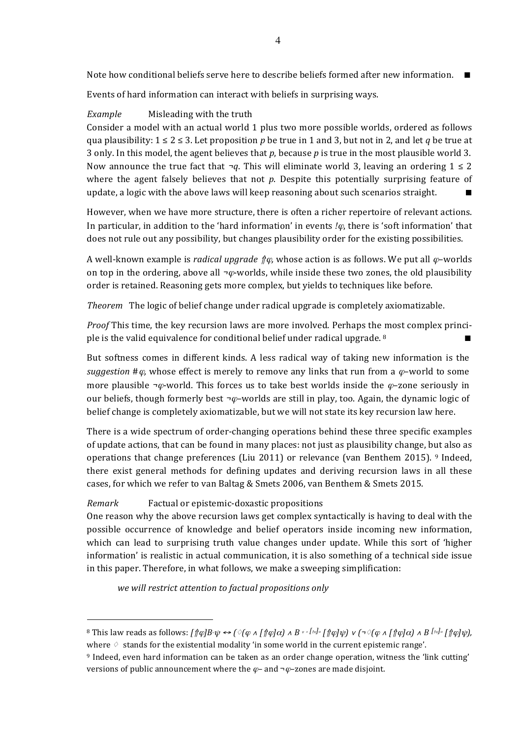Note how conditional beliefs serve here to describe beliefs formed after new information. ■

Events of hard information can interact with beliefs in surprising ways.

*Example* Misleading with the truth
Consider a model with an actual world 1 plus two more possible worlds, ordered as follows qua plausibility: $1 \leq 2 \leq 3$. Let proposition $p$ be true in 1 and 3, but not in 2, and let $q$ be true at 3 only. In this model, the agent believes that $p$, because $p$ is true in the most plausible world 3. Now announce the true fact that $\neg q$. This will eliminate world 3, leaving an ordering $1 \leq 2$ where the agent falsely believes that not $p$. Despite this potentially surprising feature of update, a logic with the above laws will keep reasoning about such scenarios straight. ■

However, when we have more structure, there is often a richer repertoire of relevant actions. In particular, in addition to the 'hard information' in events $!\varphi$, there is 'soft information' that does not rule out any possibility, but changes plausibility order for the existing possibilities.

A well-known example is *radical upgrade* $\Uparrow\varphi$, whose action is as follows. We put all $\varphi$–worlds on top in the ordering, above all $\neg\varphi$-worlds, while inside these two zones, the old plausibility order is retained. Reasoning gets more complex, but yields to techniques like before.

*Theorem* The logic of belief change under radical upgrade is completely axiomatizable.

*Proof* This time, the key recursion laws are more involved. Perhaps the most complex principle is the valid equivalence for conditional belief under radical upgrade. [8] ■

But softness comes in different kinds. A less radical way of taking new information is the *suggestion* $\#\varphi$, whose effect is merely to remove any links that run from a $\varphi$–world to some more plausible $\neg\varphi$-world. This forces us to take best worlds inside the $\varphi$–zone seriously in our beliefs, though formerly best $\neg\varphi$–worlds are still in play, too. Again, the dynamic logic of belief change is completely axiomatizable, but we will not state its key recursion law here.

There is a wide spectrum of order-changing operations behind these three specific examples of update actions, that can be found in many places: not just as plausibility change, but also as operations that change preferences (Liu 2011) or relevance (van Benthem 2015). [9] Indeed, there exist general methods for defining updates and deriving recursion laws in all these cases, for which we refer to van Baltag & Smets 2006, van Benthem & Smets 2015.

*Remark* Factual or epistemic-doxastic propositions
One reason why the above recursion laws get complex syntactically is having to deal with the possible occurrence of knowledge and belief operators inside incoming new information, which can lead to surprising truth value changes under update. While this sort of 'higher information' is realistic in actual communication, it is also something of a technical side issue in this paper. Therefore, in what follows, we make a sweeping simplification:

*we will restrict attention to factual propositions only*

---

[8] This law reads as follows: $[\Uparrow\varphi]B^{\alpha}\psi \leftrightarrow (\Diamond(\varphi \wedge [\Uparrow\varphi]\alpha) \wedge B^{\varphi \wedge [\Uparrow\varphi]\alpha}[\Uparrow\varphi]\psi) \vee (\neg\Diamond(\varphi \wedge [\Uparrow\varphi]\alpha) \wedge B^{[\Uparrow\varphi]\alpha}[\Uparrow\varphi]\psi)$, where $\Diamond$ stands for the existential modality 'in some world in the current epistemic range'.

[9] Indeed, even hard information can be taken as an order change operation, witness the 'link cutting' versions of public announcement where the $\varphi$– and $\neg\varphi$–zones are made disjoint.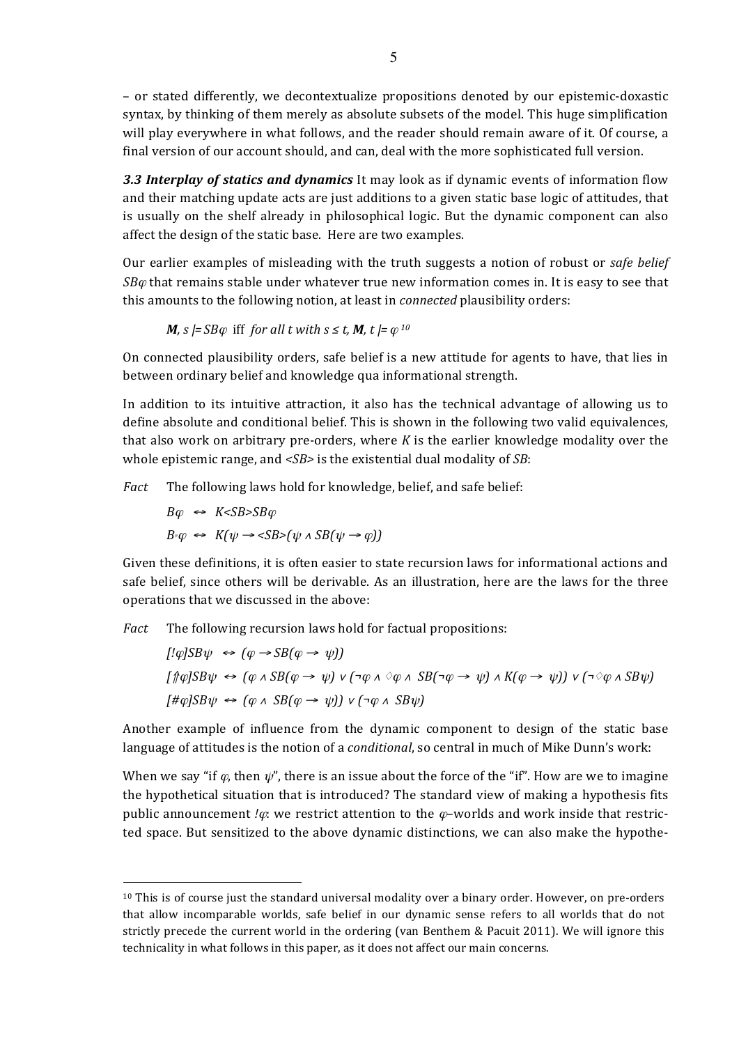– or stated differently, we decontextualize propositions denoted by our epistemic-doxastic syntax, by thinking of them merely as absolute subsets of the model. This huge simplification will play everywhere in what follows, and the reader should remain aware of it. Of course, a final version of our account should, and can, deal with the more sophisticated full version.

***3.3 Interplay of statics and dynamics*** It may look as if dynamic events of information flow and their matching update acts are just additions to a given static base logic of attitudes, that is usually on the shelf already in philosophical logic. But the dynamic component can also affect the design of the static base. Here are two examples.

Our earlier examples of misleading with the truth suggests a notion of robust or *safe belief* $SB\varphi$ that remains stable under whatever true new information comes in. It is easy to see that this amounts to the following notion, at least in *connected* plausibility orders:

$$\boldsymbol{M}, s \models SB\varphi \text{ iff for all } t \text{ with } s \leq t, \boldsymbol{M}, t \models \varphi$$ [10]

On connected plausibility orders, safe belief is a new attitude for agents to have, that lies in between ordinary belief and knowledge qua informational strength.

In addition to its intuitive attraction, it also has the technical advantage of allowing us to define absolute and conditional belief. This is shown in the following two valid equivalences, that also work on arbitrary pre-orders, where $K$ is the earlier knowledge modality over the whole epistemic range, and $\langle SB \rangle$ is the existential dual modality of $SB$:

*Fact* The following laws hold for knowledge, belief, and safe belief:

$$B\varphi \leftrightarrow K\langle SB \rangle SB\varphi$$

$$B^{\psi}\varphi \leftrightarrow K(\psi \rightarrow \langle SB \rangle(\psi \wedge SB(\psi \rightarrow \varphi))$$

Given these definitions, it is often easier to state recursion laws for informational actions and safe belief, since others will be derivable. As an illustration, here are the laws for the three operations that we discussed in the above:

*Fact* The following recursion laws hold for factual propositions:

$$[!\varphi]SB\psi \leftrightarrow (\varphi \rightarrow SB(\varphi \rightarrow \psi))$$

$$[\Uparrow\varphi]SB\psi \leftrightarrow (\varphi \wedge SB(\varphi \rightarrow \psi) \vee (\neg\varphi \wedge \Diamond\varphi \wedge SB(\neg\varphi \rightarrow \psi) \wedge K(\varphi \rightarrow \psi)) \vee (\neg\Diamond\varphi \wedge SB\psi)$$

$$[\#\varphi]SB\psi \leftrightarrow (\varphi \wedge SB(\varphi \rightarrow \psi)) \vee (\neg\varphi \wedge SB\psi)$$

Another example of influence from the dynamic component to design of the static base language of attitudes is the notion of a *conditional*, so central in much of Mike Dunn's work:

When we say "if $\varphi$, then $\psi$", there is an issue about the force of the "if". How are we to imagine the hypothetical situation that is introduced? The standard view of making a hypothesis fits public announcement $!\varphi$: we restrict attention to the $\varphi$–worlds and work inside that restricted space. But sensitized to the above dynamic distinctions, we can also make the hypothe-

---

[10] This is of course just the standard universal modality over a binary order. However, on pre-orders that allow incomparable worlds, safe belief in our dynamic sense refers to all worlds that do not strictly precede the current world in the ordering (van Benthem & Pacuit 2011). We will ignore this technicality in what follows in this paper, as it does not affect our main concerns.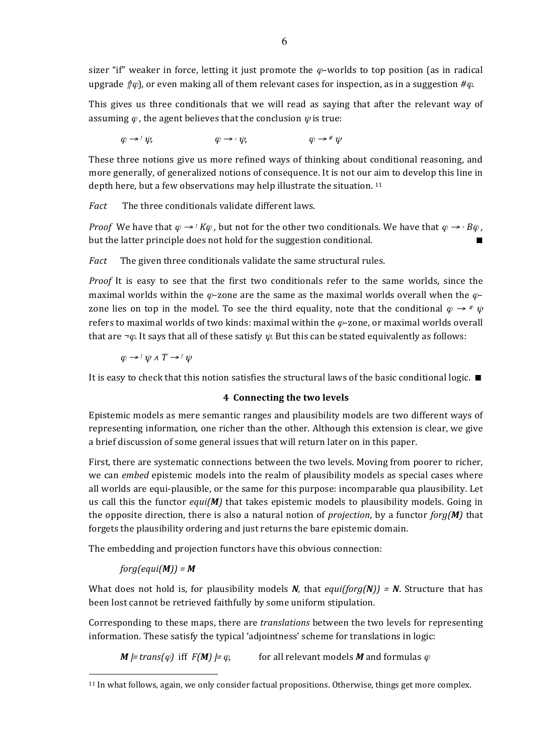sizer "if" weaker in force, letting it just promote the $\varphi$–worlds to top position (as in radical upgrade $\Uparrow\varphi$), or even making all of them relevant cases for inspection, as in a suggestion $\#\varphi$.

This gives us three conditionals that we will read as saying that after the relevant way of assuming $\varphi$, the agent believes that the conclusion $\psi$ is true:

$$\varphi \rightarrow^{!} \psi, \qquad\qquad \varphi \rightarrow^{\Uparrow} \psi, \qquad\qquad \varphi \rightarrow^{\#} \psi$$

These three notions give us more refined ways of thinking about conditional reasoning, and more generally, of generalized notions of consequence. It is not our aim to develop this line in depth here, but a few observations may help illustrate the situation. [11]

*Fact* The three conditionals validate different laws.

*Proof* We have that $\varphi \rightarrow^{!} K\varphi$, but not for the other two conditionals. We have that $\varphi \rightarrow^{\Uparrow} B\varphi$, but the latter principle does not hold for the suggestion conditional. ■

*Fact* The given three conditionals validate the same structural rules.

*Proof* It is easy to see that the first two conditionals refer to the same worlds, since the maximal worlds within the $\varphi$–zone are the same as the maximal worlds overall when the $\varphi$–zone lies on top in the model. To see the third equality, note that the conditional $\varphi \rightarrow^{\#} \psi$ refers to maximal worlds of two kinds: maximal within the $\varphi$–zone, or maximal worlds overall that are $\neg\varphi$. It says that all of these satisfy $\psi$. But this can be stated equivalently as follows:

$$\varphi \rightarrow^{!} \psi \wedge T \rightarrow^{!} \psi$$

It is easy to check that this notion satisfies the structural laws of the basic conditional logic. ■

## 4 Connecting the two levels

Epistemic models as mere semantic ranges and plausibility models are two different ways of representing information, one richer than the other. Although this extension is clear, we give a brief discussion of some general issues that will return later on in this paper.

First, there are systematic connections between the two levels. Moving from poorer to richer, we can *embed* epistemic models into the realm of plausibility models as special cases where all worlds are equi-plausible, or the same for this purpose: incomparable qua plausibility. Let us call this the functor *equi(**M**)* that takes epistemic models to plausibility models. Going in the opposite direction, there is also a natural notion of *projection*, by a functor *forg(**M**)* that forgets the plausibility ordering and just returns the bare epistemic domain.

The embedding and projection functors have this obvious connection:

*forg(equi(**M**)) = **M***

What does not hold is, for plausibility models ***N***, that *equi(forg(**N**)) = **N***. Structure that has been lost cannot be retrieved faithfully by some uniform stipulation.

Corresponding to these maps, there are *translations* between the two levels for representing information. These satisfy the typical 'adjointness' scheme for translations in logic:

$\boldsymbol{M} \models trans(\varphi)$ iff $F(\boldsymbol{M}) \models \varphi$, for all relevant models $\boldsymbol{M}$ and formulas $\varphi$

---

[11] In what follows, again, we only consider factual propositions. Otherwise, things get more complex.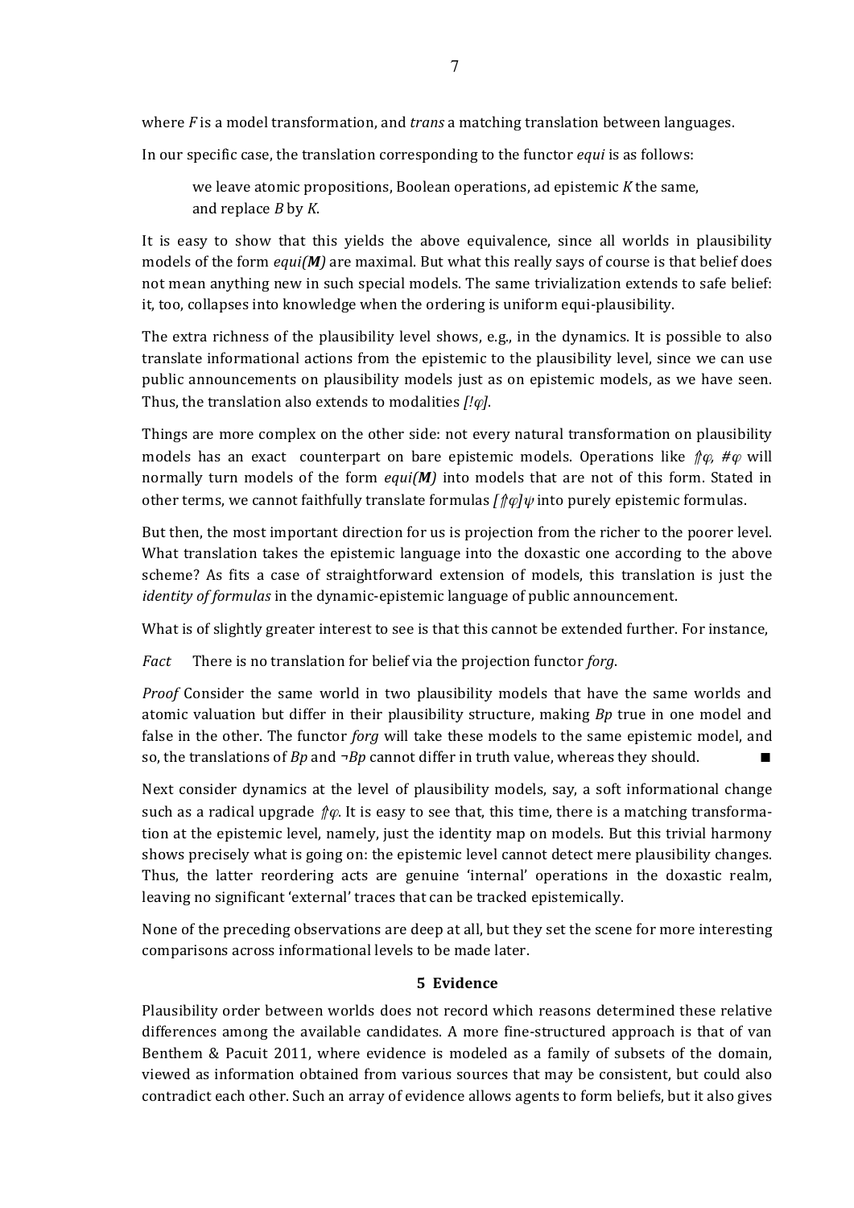where *F* is a model transformation, and *trans* a matching translation between languages.

In our specific case, the translation corresponding to the functor *equi* is as follows:

> we leave atomic propositions, Boolean operations, ad epistemic *K* the same, and replace *B* by *K*.

It is easy to show that this yields the above equivalence, since all worlds in plausibility models of the form *equi(**M**)* are maximal. But what this really says of course is that belief does not mean anything new in such special models. The same trivialization extends to safe belief: it, too, collapses into knowledge when the ordering is uniform equi-plausibility.

The extra richness of the plausibility level shows, e.g., in the dynamics. It is possible to also translate informational actions from the epistemic to the plausibility level, since we can use public announcements on plausibility models just as on epistemic models, as we have seen. Thus, the translation also extends to modalities $[!\varphi]$.

Things are more complex on the other side: not every natural transformation on plausibility models has an exact counterpart on bare epistemic models. Operations like $\Uparrow\varphi$, $\#\varphi$ will normally turn models of the form *equi(**M**)* into models that are not of this form. Stated in other terms, we cannot faithfully translate formulas $[\Uparrow\varphi]\psi$ into purely epistemic formulas.

But then, the most important direction for us is projection from the richer to the poorer level. What translation takes the epistemic language into the doxastic one according to the above scheme? As fits a case of straightforward extension of models, this translation is just the *identity of formulas* in the dynamic-epistemic language of public announcement.

What is of slightly greater interest to see is that this cannot be extended further. For instance,

*Fact* There is no translation for belief via the projection functor *forg*.

*Proof* Consider the same world in two plausibility models that have the same worlds and atomic valuation but differ in their plausibility structure, making *Bp* true in one model and false in the other. The functor *forg* will take these models to the same epistemic model, and so, the translations of *Bp* and ¬*Bp* cannot differ in truth value, whereas they should. ■

Next consider dynamics at the level of plausibility models, say, a soft informational change such as a radical upgrade $\Uparrow\varphi$. It is easy to see that, this time, there is a matching transformation at the epistemic level, namely, just the identity map on models. But this trivial harmony shows precisely what is going on: the epistemic level cannot detect mere plausibility changes. Thus, the latter reordering acts are genuine 'internal' operations in the doxastic realm, leaving no significant 'external' traces that can be tracked epistemically.

None of the preceding observations are deep at all, but they set the scene for more interesting comparisons across informational levels to be made later.

## 5 Evidence

Plausibility order between worlds does not record which reasons determined these relative differences among the available candidates. A more fine-structured approach is that of van Benthem & Pacuit 2011, where evidence is modeled as a family of subsets of the domain, viewed as information obtained from various sources that may be consistent, but could also contradict each other. Such an array of evidence allows agents to form beliefs, but it also gives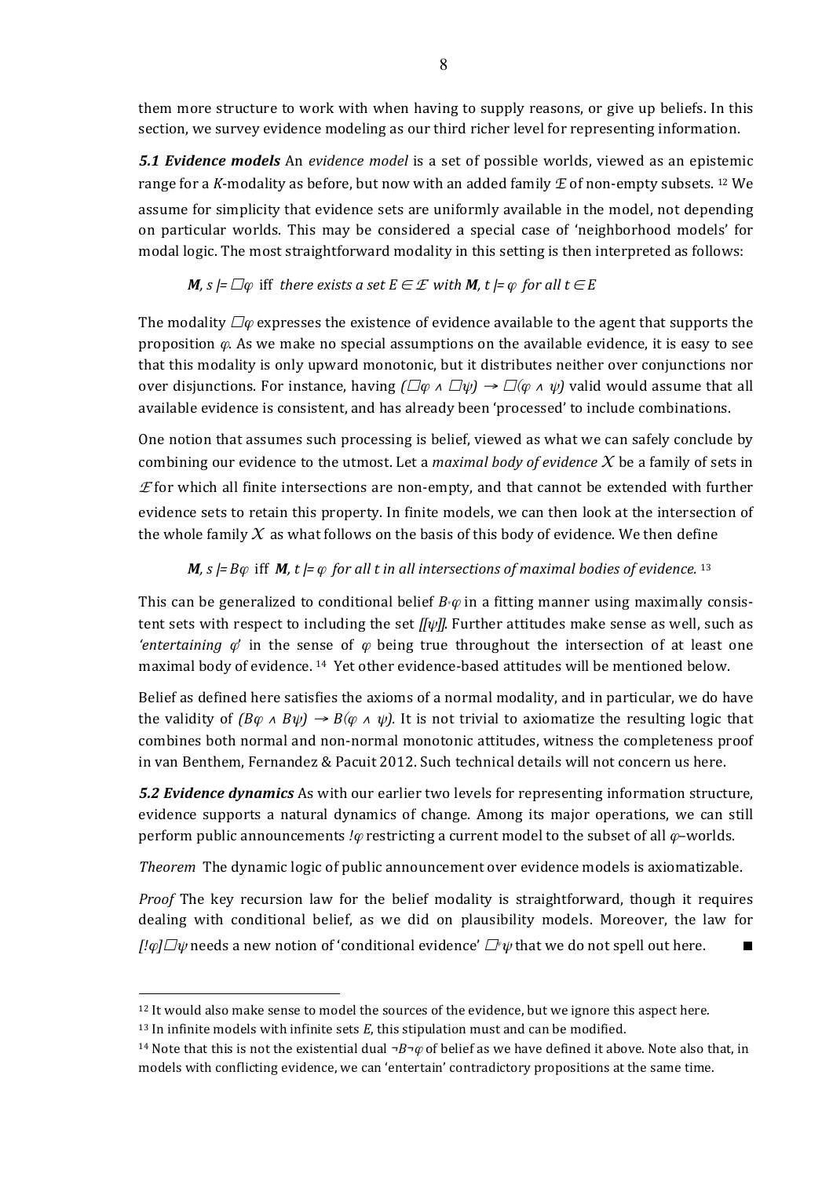them more structure to work with when having to supply reasons, or give up beliefs. In this section, we survey evidence modeling as our third richer level for representing information.

***5.1 Evidence models*** An *evidence model* is a set of possible worlds, viewed as an epistemic range for a *K*-modality as before, but now with an added family $\mathcal{E}$ of non-empty subsets. [12] We assume for simplicity that evidence sets are uniformly available in the model, not depending on particular worlds. This may be considered a special case of 'neighborhood models' for modal logic. The most straightforward modality in this setting is then interpreted as follows:

$\boldsymbol{M}, s \models \Box\varphi$ iff *there exists a set* $E \in \mathcal{E}$ *with* $\boldsymbol{M}, t \models \varphi$ *for all* $t \in E$

The modality $\Box\varphi$ expresses the existence of evidence available to the agent that supports the proposition $\varphi$. As we make no special assumptions on the available evidence, it is easy to see that this modality is only upward monotonic, but it distributes neither over conjunctions nor over disjunctions. For instance, having $(\Box\varphi \wedge \Box\psi) \rightarrow \Box(\varphi \wedge \psi)$ valid would assume that all available evidence is consistent, and has already been 'processed' to include combinations.

One notion that assumes such processing is belief, viewed as what we can safely conclude by combining our evidence to the utmost. Let a *maximal body of evidence* $\mathcal{X}$ be a family of sets in $\mathcal{E}$ for which all finite intersections are non-empty, and that cannot be extended with further evidence sets to retain this property. In finite models, we can then look at the intersection of the whole family $\mathcal{X}$ as what follows on the basis of this body of evidence. We then define

$\boldsymbol{M}, s \models B\varphi$ iff $\boldsymbol{M}, t \models \varphi$ *for all t in all intersections of maximal bodies of evidence.* [13]

This can be generalized to conditional belief $B^{\psi}\varphi$ in a fitting manner using maximally consistent sets with respect to including the set $[[\psi]]$. Further attitudes make sense as well, such as *'entertaining* $\varphi$*'* in the sense of $\varphi$ being true throughout the intersection of at least one maximal body of evidence. [14] Yet other evidence-based attitudes will be mentioned below.

Belief as defined here satisfies the axioms of a normal modality, and in particular, we do have the validity of $(B\varphi \wedge B\psi) \rightarrow B(\varphi \wedge \psi)$. It is not trivial to axiomatize the resulting logic that combines both normal and non-normal monotonic attitudes, witness the completeness proof in van Benthem, Fernandez & Pacuit 2012. Such technical details will not concern us here.

***5.2 Evidence dynamics*** As with our earlier two levels for representing information structure, evidence supports a natural dynamics of change. Among its major operations, we can still perform public announcements $!\varphi$ restricting a current model to the subset of all $\varphi$–worlds.

*Theorem* The dynamic logic of public announcement over evidence models is axiomatizable.

*Proof* The key recursion law for the belief modality is straightforward, though it requires dealing with conditional belief, as we did on plausibility models. Moreover, the law for $[!\varphi]\Box\psi$ needs a new notion of 'conditional evidence' $\Box^{\varphi}\psi$ that we do not spell out here. ■

[12] It would also make sense to model the sources of the evidence, but we ignore this aspect here.

[13] In infinite models with infinite sets *E*, this stipulation must and can be modified.

[14] Note that this is not the existential dual $\neg B\neg\varphi$ of belief as we have defined it above. Note also that, in models with conflicting evidence, we can 'entertain' contradictory propositions at the same time.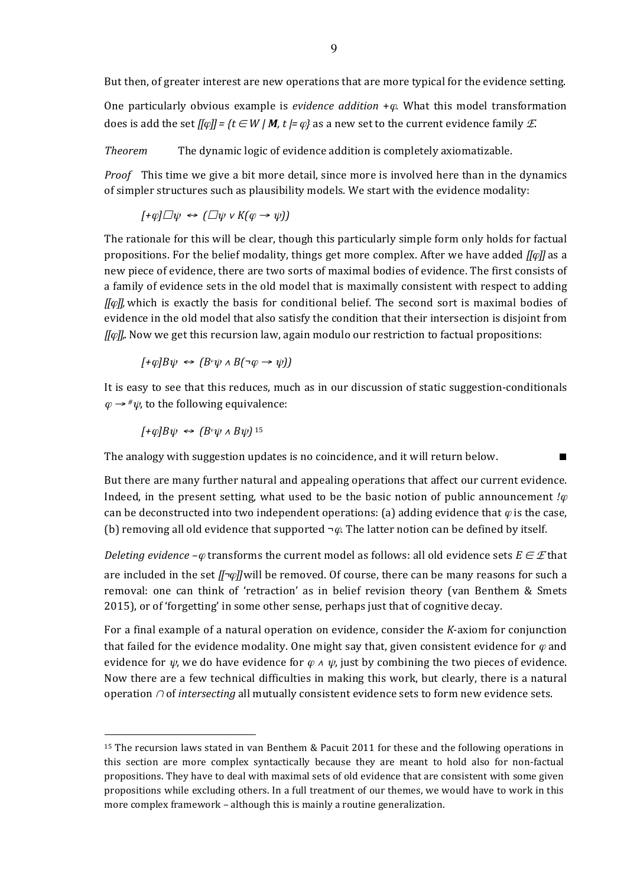But then, of greater interest are new operations that are more typical for the evidence setting.

One particularly obvious example is *evidence addition* $+\varphi$. What this model transformation does is add the set $[[\varphi]] = \{t \in W \mid \mathbf{M}, t \models \varphi\}$ as a new set to the current evidence family $\mathcal{E}$.

*Theorem* The dynamic logic of evidence addition is completely axiomatizable.

*Proof* This time we give a bit more detail, since more is involved here than in the dynamics of simpler structures such as plausibility models. We start with the evidence modality:

$$[+\varphi]\Box\psi \leftrightarrow (\Box\psi \vee K(\varphi \rightarrow \psi))$$

The rationale for this will be clear, though this particularly simple form only holds for factual propositions. For the belief modality, things get more complex. After we have added $[[\varphi]]$ as a new piece of evidence, there are two sorts of maximal bodies of evidence. The first consists of a family of evidence sets in the old model that is maximally consistent with respect to adding $[[\varphi]]$, which is exactly the basis for conditional belief. The second sort is maximal bodies of evidence in the old model that also satisfy the condition that their intersection is disjoint from $[[\varphi]]$. Now we get this recursion law, again modulo our restriction to factual propositions:

$$[+\varphi]B\psi \leftrightarrow (B^{\varphi}\psi \wedge B(\neg\varphi \rightarrow \psi))$$

It is easy to see that this reduces, much as in our discussion of static suggestion-conditionals $\varphi \rightarrow^{\#} \psi$, to the following equivalence:

$$[+\varphi]B\psi \leftrightarrow (B^{\varphi}\psi \wedge B\psi)$$ [15]

The analogy with suggestion updates is no coincidence, and it will return below. ■

But there are many further natural and appealing operations that affect our current evidence. Indeed, in the present setting, what used to be the basic notion of public announcement $!\varphi$ can be deconstructed into two independent operations: (a) adding evidence that $\varphi$ is the case, (b) removing all old evidence that supported $\neg\varphi$. The latter notion can be defined by itself.

*Deleting evidence* $-\varphi$ transforms the current model as follows: all old evidence sets $E \in \mathcal{E}$ that are included in the set $[[\neg\varphi]]$ will be removed. Of course, there can be many reasons for such a removal: one can think of 'retraction' as in belief revision theory (van Benthem & Smets 2015), or of 'forgetting' in some other sense, perhaps just that of cognitive decay.

For a final example of a natural operation on evidence, consider the *K*-axiom for conjunction that failed for the evidence modality. One might say that, given consistent evidence for $\varphi$ and evidence for $\psi$, we do have evidence for $\varphi \wedge \psi$, just by combining the two pieces of evidence. Now there are a few technical difficulties in making this work, but clearly, there is a natural operation $\cap$ of *intersecting* all mutually consistent evidence sets to form new evidence sets.

---

[15] The recursion laws stated in van Benthem & Pacuit 2011 for these and the following operations in this section are more complex syntactically because they are meant to hold also for non-factual propositions. They have to deal with maximal sets of old evidence that are consistent with some given propositions while excluding others. In a full treatment of our themes, we would have to work in this more complex framework – although this is mainly a routine generalization.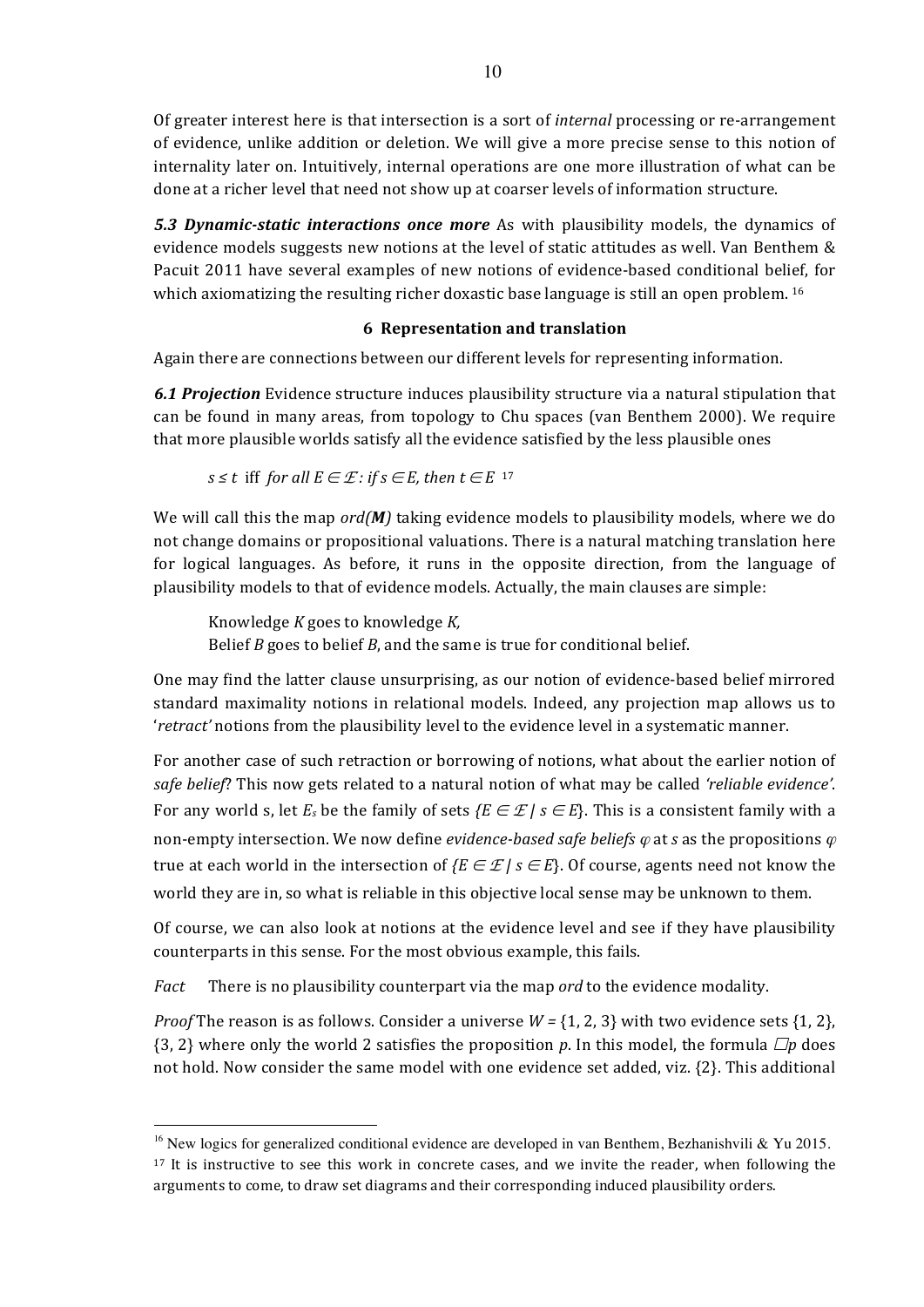Of greater interest here is that intersection is a sort of *internal* processing or re-arrangement of evidence, unlike addition or deletion. We will give a more precise sense to this notion of internality later on. Intuitively, internal operations are one more illustration of what can be done at a richer level that need not show up at coarser levels of information structure.

***5.3 Dynamic-static interactions once more*** As with plausibility models, the dynamics of evidence models suggests new notions at the level of static attitudes as well. Van Benthem & Pacuit 2011 have several examples of new notions of evidence-based conditional belief, for which axiomatizing the resulting richer doxastic base language is still an open problem. [16]

## 6 Representation and translation

Again there are connections between our different levels for representing information.

***6.1 Projection*** Evidence structure induces plausibility structure via a natural stipulation that can be found in many areas, from topology to Chu spaces (van Benthem 2000). We require that more plausible worlds satisfy all the evidence satisfied by the less plausible ones

$s \leq t$ iff *for all* $E \in \mathcal{E}$*: if* $s \in E$*, then* $t \in E$ [17]

We will call this the map *ord(**M**)* taking evidence models to plausibility models, where we do not change domains or propositional valuations. There is a natural matching translation here for logical languages. As before, it runs in the opposite direction, from the language of plausibility models to that of evidence models. Actually, the main clauses are simple:

Knowledge *K* goes to knowledge *K,*
Belief *B* goes to belief *B*, and the same is true for conditional belief.

One may find the latter clause unsurprising, as our notion of evidence-based belief mirrored standard maximality notions in relational models. Indeed, any projection map allows us to '*retract'* notions from the plausibility level to the evidence level in a systematic manner.

For another case of such retraction or borrowing of notions, what about the earlier notion of *safe belief*? This now gets related to a natural notion of what may be called *'reliable evidence'*. For any world s, let $E_s$ be the family of sets $\{E \in \mathcal{E} \mid s \in E\}$. This is a consistent family with a non-empty intersection. We now define *evidence-based safe beliefs* $\varphi$ at $s$ as the propositions $\varphi$ true at each world in the intersection of $\{E \in \mathcal{E} \mid s \in E\}$. Of course, agents need not know the world they are in, so what is reliable in this objective local sense may be unknown to them.

Of course, we can also look at notions at the evidence level and see if they have plausibility counterparts in this sense. For the most obvious example, this fails.

*Fact* There is no plausibility counterpart via the map *ord* to the evidence modality.

*Proof* The reason is as follows. Consider a universe $W = \{1, 2, 3\}$ with two evidence sets $\{1, 2\}$, $\{3, 2\}$ where only the world 2 satisfies the proposition $p$. In this model, the formula $\Box p$ does not hold. Now consider the same model with one evidence set added, viz. $\{2\}$. This additional

[16] New logics for generalized conditional evidence are developed in van Benthem, Bezhanishvili & Yu 2015.

[17] It is instructive to see this work in concrete cases, and we invite the reader, when following the arguments to come, to draw set diagrams and their corresponding induced plausibility orders.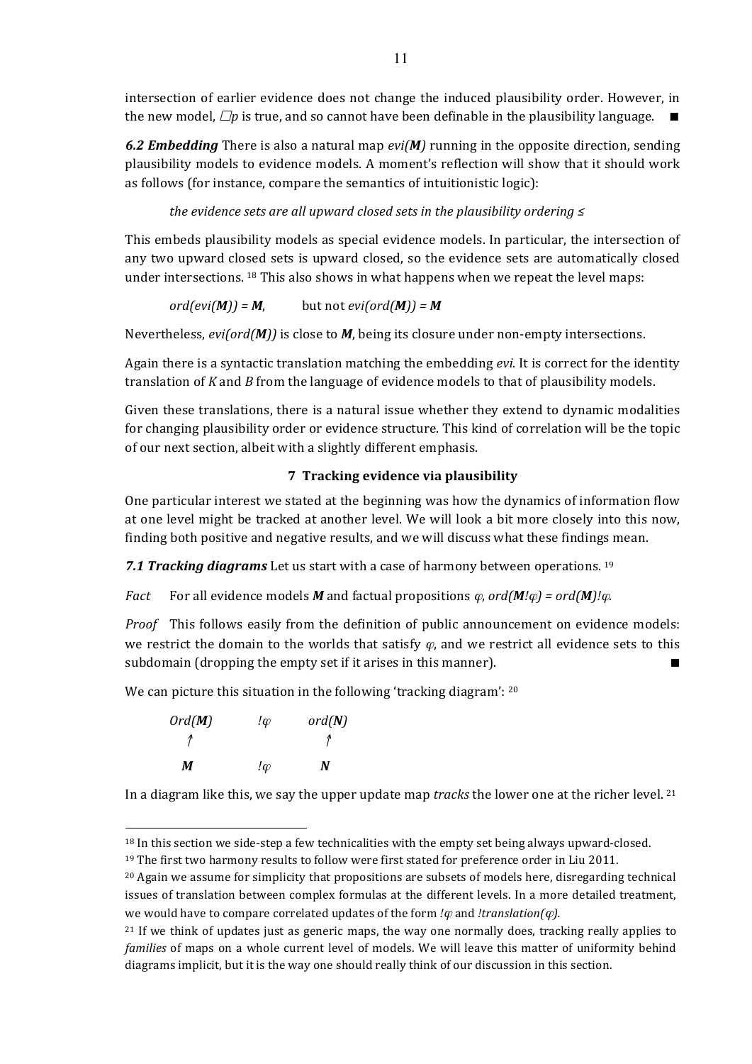intersection of earlier evidence does not change the induced plausibility order. However, in the new model, $\Box p$ is true, and so cannot have been definable in the plausibility language. ■

***6.2 Embedding*** There is also a natural map *evi(**M**)* running in the opposite direction, sending plausibility models to evidence models. A moment's reflection will show that it should work as follows (for instance, compare the semantics of intuitionistic logic):

*the evidence sets are all upward closed sets in the plausibility ordering ≤*

This embeds plausibility models as special evidence models. In particular, the intersection of any two upward closed sets is upward closed, so the evidence sets are automatically closed under intersections. [18] This also shows in what happens when we repeat the level maps:

*ord(evi(**M**)) = **M***, but not *evi(ord(**M**)) = **M***

Nevertheless, *evi(ord(**M**))* is close to ***M***, being its closure under non-empty intersections.

Again there is a syntactic translation matching the embedding *evi*. It is correct for the identity translation of *K* and *B* from the language of evidence models to that of plausibility models.

Given these translations, there is a natural issue whether they extend to dynamic modalities for changing plausibility order or evidence structure. This kind of correlation will be the topic of our next section, albeit with a slightly different emphasis.

## 7 Tracking evidence via plausibility

One particular interest we stated at the beginning was how the dynamics of information flow at one level might be tracked at another level. We will look a bit more closely into this now, finding both positive and negative results, and we will discuss what these findings mean.

***7.1 Tracking diagrams*** Let us start with a case of harmony between operations. [19]

*Fact* For all evidence models ***M*** and factual propositions $\varphi$, *ord(**M**!$\varphi$) = ord(**M**)!$\varphi$*.

*Proof* This follows easily from the definition of public announcement on evidence models: we restrict the domain to the worlds that satisfy $\varphi$, and we restrict all evidence sets to this subdomain (dropping the empty set if it arises in this manner). ■

We can picture this situation in the following 'tracking diagram': [20]

$$
\begin{array}{ccc}
Ord(\boldsymbol{M}) & !\varphi & ord(\boldsymbol{N}) \\
\uparrow & & \uparrow \\
\boldsymbol{M} & !\varphi & \boldsymbol{N}
\end{array}
$$

In a diagram like this, we say the upper update map *tracks* the lower one at the richer level. [21]

---

[18] In this section we side-step a few technicalities with the empty set being always upward-closed.

[19] The first two harmony results to follow were first stated for preference order in Liu 2011.

[20] Again we assume for simplicity that propositions are subsets of models here, disregarding technical issues of translation between complex formulas at the different levels. In a more detailed treatment, we would have to compare correlated updates of the form $!\varphi$ and *!translation($\varphi$)*.

[21] If we think of updates just as generic maps, the way one normally does, tracking really applies to *families* of maps on a whole current level of models. We will leave this matter of uniformity behind diagrams implicit, but it is the way one should really think of our discussion in this section.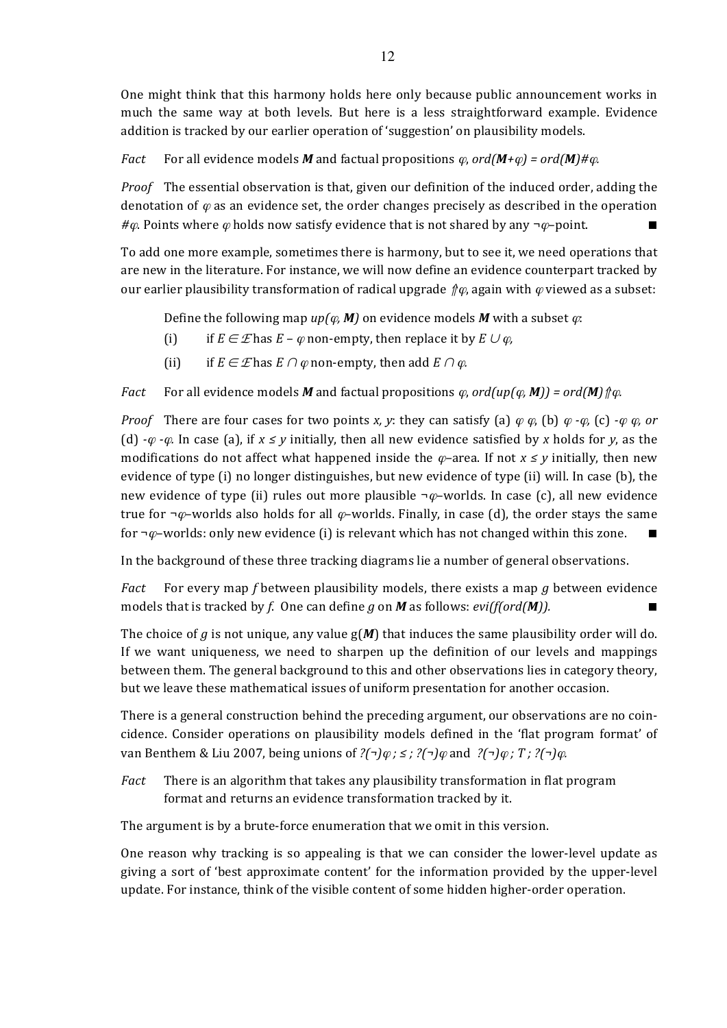One might think that this harmony holds here only because public announcement works in much the same way at both levels. But here is a less straightforward example. Evidence addition is tracked by our earlier operation of 'suggestion' on plausibility models.

*Fact* For all evidence models $\boldsymbol{M}$ and factual propositions $\varphi$, $ord(\boldsymbol{M}+\varphi) = ord(\boldsymbol{M})\#\varphi$.

*Proof* The essential observation is that, given our definition of the induced order, adding the denotation of $\varphi$ as an evidence set, the order changes precisely as described in the operation $\#\varphi$. Points where $\varphi$ holds now satisfy evidence that is not shared by any $\neg\varphi$–point. ■

To add one more example, sometimes there is harmony, but to see it, we need operations that are new in the literature. For instance, we will now define an evidence counterpart tracked by our earlier plausibility transformation of radical upgrade $\Uparrow\varphi$, again with $\varphi$ viewed as a subset:

Define the following map $up(\varphi, \boldsymbol{M})$ on evidence models $\boldsymbol{M}$ with a subset $\varphi$:

(i) if $E \in \mathcal{E}$ has $E - \varphi$ non-empty, then replace it by $E \cup \varphi$,

(ii) if $E \in \mathcal{E}$ has $E \cap \varphi$ non-empty, then add $E \cap \varphi$.

*Fact* For all evidence models $\boldsymbol{M}$ and factual propositions $\varphi$, $ord(up(\varphi, \boldsymbol{M})) = ord(\boldsymbol{M})\Uparrow\varphi$.

*Proof* There are four cases for two points $x, y$: they can satisfy (a) $\varphi\ \varphi$, (b) $\varphi\ {-\varphi}$, (c) ${-\varphi}\ \varphi$, *or* (d) ${-\varphi}\ {-\varphi}$. In case (a), if $x \leq y$ initially, then all new evidence satisfied by $x$ holds for $y$, as the modifications do not affect what happened inside the $\varphi$–area. If not $x \leq y$ initially, then new evidence of type (i) no longer distinguishes, but new evidence of type (ii) will. In case (b), the new evidence of type (ii) rules out more plausible $\neg\varphi$–worlds. In case (c), all new evidence true for $\neg\varphi$–worlds also holds for all $\varphi$–worlds. Finally, in case (d), the order stays the same for $\neg\varphi$–worlds: only new evidence (i) is relevant which has not changed within this zone. ■

In the background of these three tracking diagrams lie a number of general observations.

*Fact* For every map $f$ between plausibility models, there exists a map $g$ between evidence models that is tracked by $f$. One can define $g$ on $\boldsymbol{M}$ as follows: $evi(f(ord(\boldsymbol{M}))$. ■

The choice of $g$ is not unique, any value $g(\boldsymbol{M})$ that induces the same plausibility order will do. If we want uniqueness, we need to sharpen up the definition of our levels and mappings between them. The general background to this and other observations lies in category theory, but we leave these mathematical issues of uniform presentation for another occasion.

There is a general construction behind the preceding argument, our observations are no coincidence. Consider operations on plausibility models defined in the 'flat program format' of van Benthem & Liu 2007, being unions of $?(\neg)\varphi\ ;\ \leq\ ;\ ?(\neg)\varphi$ and $?(\neg)\varphi\ ;\ T\ ;\ ?(\neg)\varphi$.

*Fact* There is an algorithm that takes any plausibility transformation in flat program format and returns an evidence transformation tracked by it.

The argument is by a brute-force enumeration that we omit in this version.

One reason why tracking is so appealing is that we can consider the lower-level update as giving a sort of 'best approximate content' for the information provided by the upper-level update. For instance, think of the visible content of some hidden higher-order operation.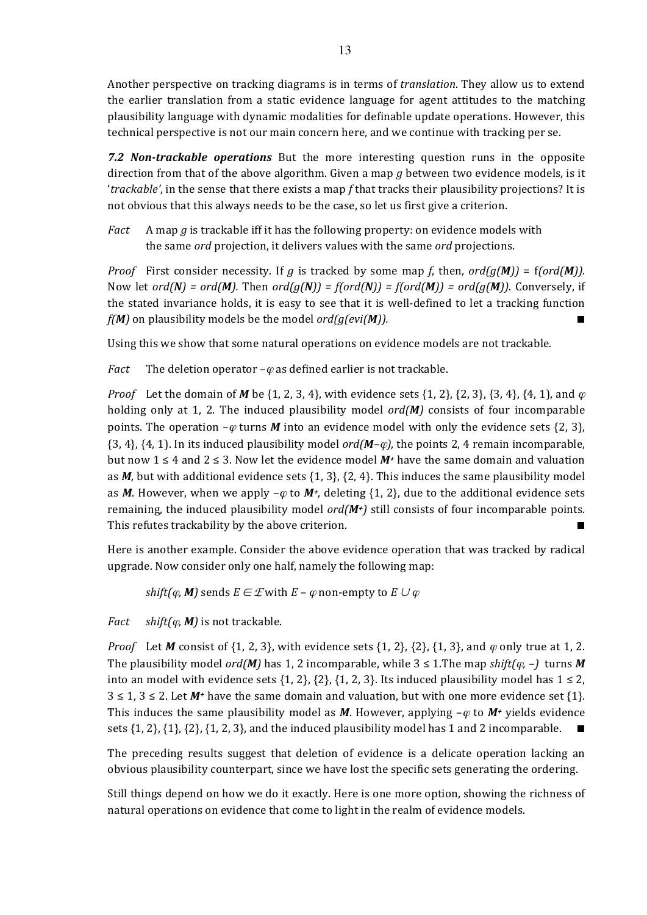Another perspective on tracking diagrams is in terms of *translation*. They allow us to extend the earlier translation from a static evidence language for agent attitudes to the matching plausibility language with dynamic modalities for definable update operations. However, this technical perspective is not our main concern here, and we continue with tracking per se.

***7.2 Non-trackable operations*** But the more interesting question runs in the opposite direction from that of the above algorithm. Given a map $g$ between two evidence models, is it '*trackable*', in the sense that there exists a map $f$ that tracks their plausibility projections? It is not obvious that this always needs to be the case, so let us first give a criterion.

*Fact* A map $g$ is trackable iff it has the following property: on evidence models with the same *ord* projection, it delivers values with the same *ord* projections.

*Proof* First consider necessity. If $g$ is tracked by some map $f$, then, $ord(g(\boldsymbol{M})) = f(ord(\boldsymbol{M}))$. Now let $ord(\boldsymbol{N}) = ord(\boldsymbol{M})$. Then $ord(g(\boldsymbol{N})) = f(ord(\boldsymbol{N})) = f(ord(\boldsymbol{M})) = ord(g(\boldsymbol{M}))$. Conversely, if the stated invariance holds, it is easy to see that it is well-defined to let a tracking function $f(\boldsymbol{M})$ on plausibility models be the model $ord(g(evi(\boldsymbol{M})))$. ■

Using this we show that some natural operations on evidence models are not trackable.

*Fact* The deletion operator $-\varphi$ as defined earlier is not trackable.

*Proof* Let the domain of $\boldsymbol{M}$ be {1, 2, 3, 4}, with evidence sets {1, 2}, {2, 3}, {3, 4}, {4, 1}, and $\varphi$ holding only at 1, 2. The induced plausibility model $ord(\boldsymbol{M})$ consists of four incomparable points. The operation $-\varphi$ turns $\boldsymbol{M}$ into an evidence model with only the evidence sets {2, 3}, {3, 4}, {4, 1}. In its induced plausibility model $ord(\boldsymbol{M}-\varphi)$, the points 2, 4 remain incomparable, but now $1 \leq 4$ and $2 \leq 3$. Now let the evidence model $\boldsymbol{M}^+$ have the same domain and valuation as $\boldsymbol{M}$, but with additional evidence sets {1, 3}, {2, 4}. This induces the same plausibility model as $\boldsymbol{M}$. However, when we apply $-\varphi$ to $\boldsymbol{M}^+$, deleting {1, 2}, due to the additional evidence sets remaining, the induced plausibility model $ord(\boldsymbol{M}^+)$ still consists of four incomparable points. This refutes trackability by the above criterion. ■

Here is another example. Consider the above evidence operation that was tracked by radical upgrade. Now consider only one half, namely the following map:

$shift(\varphi, \boldsymbol{M})$ sends $E \in \mathcal{E}$ with $E - \varphi$ non-empty to $E \cup \varphi$

*Fact* $shift(\varphi, \boldsymbol{M})$ is not trackable.

*Proof* Let $\boldsymbol{M}$ consist of {1, 2, 3}, with evidence sets {1, 2}, {2}, {1, 3}, and $\varphi$ only true at 1, 2. The plausibility model $ord(\boldsymbol{M})$ has 1, 2 incomparable, while $3 \leq 1$.The map $shift(\varphi, -)$ turns $\boldsymbol{M}$ into an model with evidence sets {1, 2}, {2}, {1, 2, 3}. Its induced plausibility model has $1 \leq 2$, $3 \leq 1$, $3 \leq 2$. Let $\boldsymbol{M}^+$ have the same domain and valuation, but with one more evidence set {1}. This induces the same plausibility model as $\boldsymbol{M}$. However, applying $-\varphi$ to $\boldsymbol{M}^+$ yields evidence sets {1, 2}, {1}, {2}, {1, 2, 3}, and the induced plausibility model has 1 and 2 incomparable. ■

The preceding results suggest that deletion of evidence is a delicate operation lacking an obvious plausibility counterpart, since we have lost the specific sets generating the ordering.

Still things depend on how we do it exactly. Here is one more option, showing the richness of natural operations on evidence that come to light in the realm of evidence models.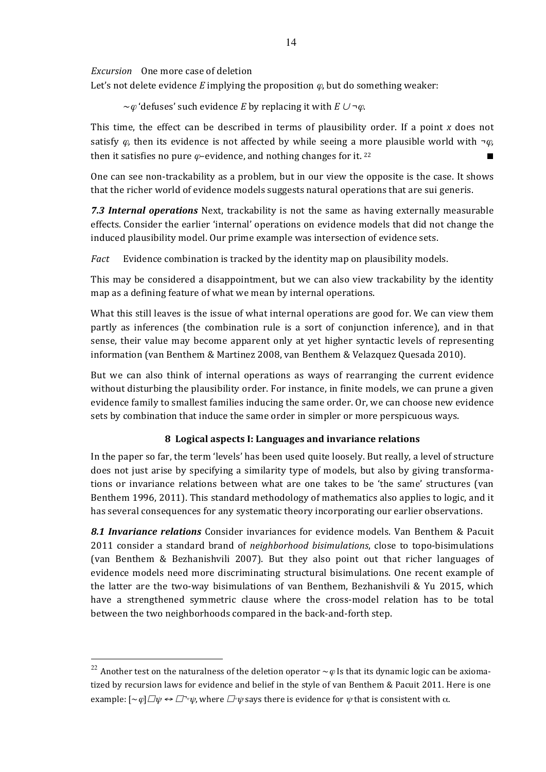*Excursion* One more case of deletion

Let's not delete evidence $E$ implying the proposition $\varphi$, but do something weaker:

$\sim\varphi$ 'defuses' such evidence $E$ by replacing it with $E \cup \neg\varphi$.

This time, the effect can be described in terms of plausibility order. If a point $x$ does not satisfy $\varphi$, then its evidence is not affected by while seeing a more plausible world with $\neg\varphi$, then it satisfies no pure $\varphi$–evidence, and nothing changes for it. [22] ■

One can see non-trackability as a problem, but in our view the opposite is the case. It shows that the richer world of evidence models suggests natural operations that are sui generis.

***7.3 Internal operations*** Next, trackability is not the same as having externally measurable effects. Consider the earlier 'internal' operations on evidence models that did not change the induced plausibility model. Our prime example was intersection of evidence sets.

*Fact* Evidence combination is tracked by the identity map on plausibility models.

This may be considered a disappointment, but we can also view trackability by the identity map as a defining feature of what we mean by internal operations.

What this still leaves is the issue of what internal operations are good for. We can view them partly as inferences (the combination rule is a sort of conjunction inference), and in that sense, their value may become apparent only at yet higher syntactic levels of representing information (van Benthem & Martinez 2008, van Benthem & Velazquez Quesada 2010).

But we can also think of internal operations as ways of rearranging the current evidence without disturbing the plausibility order. For instance, in finite models, we can prune a given evidence family to smallest families inducing the same order. Or, we can choose new evidence sets by combination that induce the same order in simpler or more perspicuous ways.

## 8 Logical aspects I: Languages and invariance relations

In the paper so far, the term 'levels' has been used quite loosely. But really, a level of structure does not just arise by specifying a similarity type of models, but also by giving transformations or invariance relations between what are one takes to be 'the same' structures (van Benthem 1996, 2011). This standard methodology of mathematics also applies to logic, and it has several consequences for any systematic theory incorporating our earlier observations.

***8.1 Invariance relations*** Consider invariances for evidence models. Van Benthem & Pacuit 2011 consider a standard brand of *neighborhood bisimulations*, close to topo-bisimulations (van Benthem & Bezhanishvili 2007). But they also point out that richer languages of evidence models need more discriminating structural bisimulations. One recent example of the latter are the two-way bisimulations of van Benthem, Bezhanishvili & Yu 2015, which have a strengthened symmetric clause where the cross-model relation has to be total between the two neighborhoods compared in the back-and-forth step.

---

[22] Another test on the naturalness of the deletion operator $\sim\varphi$ Is that its dynamic logic can be axiomatized by recursion laws for evidence and belief in the style of van Benthem & Pacuit 2011. Here is one example: $[\sim\varphi]\Box\psi \leftrightarrow \Box^{\neg\varphi}\psi$, where $\Box^{\alpha}\psi$ says there is evidence for $\psi$ that is consistent with $\alpha$.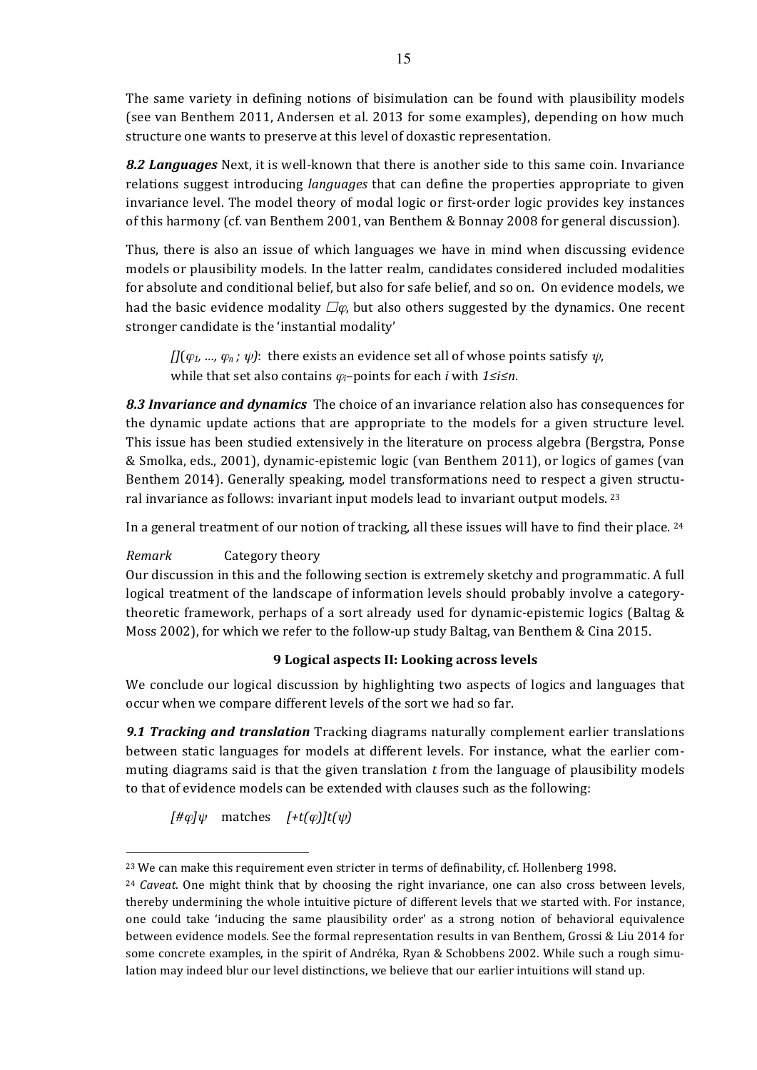The same variety in defining notions of bisimulation can be found with plausibility models (see van Benthem 2011, Andersen et al. 2013 for some examples), depending on how much structure one wants to preserve at this level of doxastic representation.

***8.2 Languages*** Next, it is well-known that there is another side to this same coin. Invariance relations suggest introducing *languages* that can define the properties appropriate to given invariance level. The model theory of modal logic or first-order logic provides key instances of this harmony (cf. van Benthem 2001, van Benthem & Bonnay 2008 for general discussion).

Thus, there is also an issue of which languages we have in mind when discussing evidence models or plausibility models. In the latter realm, candidates considered included modalities for absolute and conditional belief, but also for safe belief, and so on. On evidence models, we had the basic evidence modality $\Box\varphi$, but also others suggested by the dynamics. One recent stronger candidate is the 'instantial modality'

> $[](\varphi_1, \ldots, \varphi_n ; \psi)$: there exists an evidence set all of whose points satisfy $\psi$, while that set also contains $\varphi_i$–points for each $i$ with $1 \leq i \leq n$.

***8.3 Invariance and dynamics*** The choice of an invariance relation also has consequences for the dynamic update actions that are appropriate to the models for a given structure level. This issue has been studied extensively in the literature on process algebra (Bergstra, Ponse & Smolka, eds., 2001), dynamic-epistemic logic (van Benthem 2011), or logics of games (van Benthem 2014). Generally speaking, model transformations need to respect a given structural invariance as follows: invariant input models lead to invariant output models. [23]

In a general treatment of our notion of tracking, all these issues will have to find their place. [24]

*Remark* Category theory

Our discussion in this and the following section is extremely sketchy and programmatic. A full logical treatment of the landscape of information levels should probably involve a category-theoretic framework, perhaps of a sort already used for dynamic-epistemic logics (Baltag & Moss 2002), for which we refer to the follow-up study Baltag, van Benthem & Cina 2015.

## 9 Logical aspects II: Looking across levels

We conclude our logical discussion by highlighting two aspects of logics and languages that occur when we compare different levels of the sort we had so far.

***9.1 Tracking and translation*** Tracking diagrams naturally complement earlier translations between static languages for models at different levels. For instance, what the earlier commuting diagrams said is that the given translation $t$ from the language of plausibility models to that of evidence models can be extended with clauses such as the following:

> $[\#\varphi]\psi$ matches $[+t(\varphi)]t(\psi)$

---

[23] We can make this requirement even stricter in terms of definability, cf. Hollenberg 1998.

[24] *Caveat*. One might think that by choosing the right invariance, one can also cross between levels, thereby undermining the whole intuitive picture of different levels that we started with. For instance, one could take 'inducing the same plausibility order' as a strong notion of behavioral equivalence between evidence models. See the formal representation results in van Benthem, Grossi & Liu 2014 for some concrete examples, in the spirit of Andréka, Ryan & Schobbens 2002. While such a rough simulation may indeed blur our level distinctions, we believe that our earlier intuitions will stand up.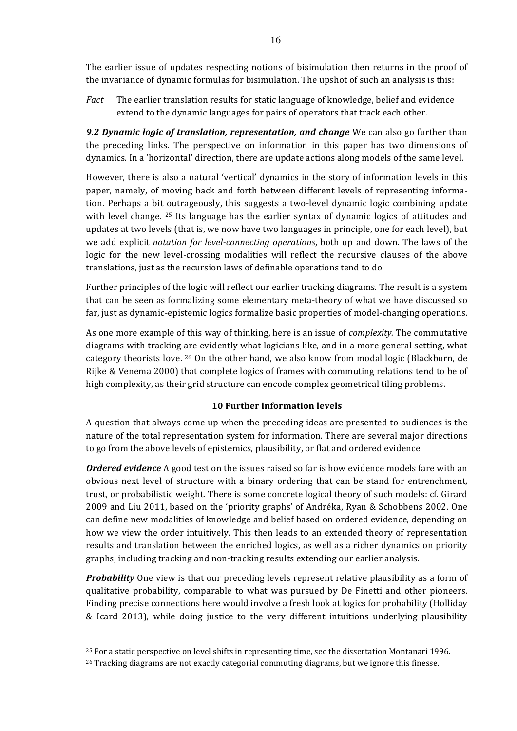The earlier issue of updates respecting notions of bisimulation then returns in the proof of the invariance of dynamic formulas for bisimulation. The upshot of such an analysis is this:

*Fact* The earlier translation results for static language of knowledge, belief and evidence extend to the dynamic languages for pairs of operators that track each other.

***9.2 Dynamic logic of translation, representation, and change*** We can also go further than the preceding links. The perspective on information in this paper has two dimensions of dynamics. In a 'horizontal' direction, there are update actions along models of the same level.

However, there is also a natural 'vertical' dynamics in the story of information levels in this paper, namely, of moving back and forth between different levels of representing information. Perhaps a bit outrageously, this suggests a two-level dynamic logic combining update with level change. [25] Its language has the earlier syntax of dynamic logics of attitudes and updates at two levels (that is, we now have two languages in principle, one for each level), but we add explicit *notation for level-connecting operations*, both up and down. The laws of the logic for the new level-crossing modalities will reflect the recursive clauses of the above translations, just as the recursion laws of definable operations tend to do.

Further principles of the logic will reflect our earlier tracking diagrams. The result is a system that can be seen as formalizing some elementary meta-theory of what we have discussed so far, just as dynamic-epistemic logics formalize basic properties of model-changing operations.

As one more example of this way of thinking, here is an issue of *complexity.* The commutative diagrams with tracking are evidently what logicians like, and in a more general setting, what category theorists love. [26] On the other hand, we also know from modal logic (Blackburn, de Rijke & Venema 2000) that complete logics of frames with commuting relations tend to be of high complexity, as their grid structure can encode complex geometrical tiling problems.

## 10 Further information levels

A question that always come up when the preceding ideas are presented to audiences is the nature of the total representation system for information. There are several major directions to go from the above levels of epistemics, plausibility, or flat and ordered evidence.

***Ordered evidence*** A good test on the issues raised so far is how evidence models fare with an obvious next level of structure with a binary ordering that can be stand for entrenchment, trust, or probabilistic weight. There is some concrete logical theory of such models: cf. Girard 2009 and Liu 2011, based on the 'priority graphs' of Andréka, Ryan & Schobbens 2002. One can define new modalities of knowledge and belief based on ordered evidence, depending on how we view the order intuitively. This then leads to an extended theory of representation results and translation between the enriched logics, as well as a richer dynamics on priority graphs, including tracking and non-tracking results extending our earlier analysis.

***Probability*** One view is that our preceding levels represent relative plausibility as a form of qualitative probability, comparable to what was pursued by De Finetti and other pioneers. Finding precise connections here would involve a fresh look at logics for probability (Holliday & Icard 2013), while doing justice to the very different intuitions underlying plausibility

---

[25] For a static perspective on level shifts in representing time, see the dissertation Montanari 1996.

[26] Tracking diagrams are not exactly categorial commuting diagrams, but we ignore this finesse.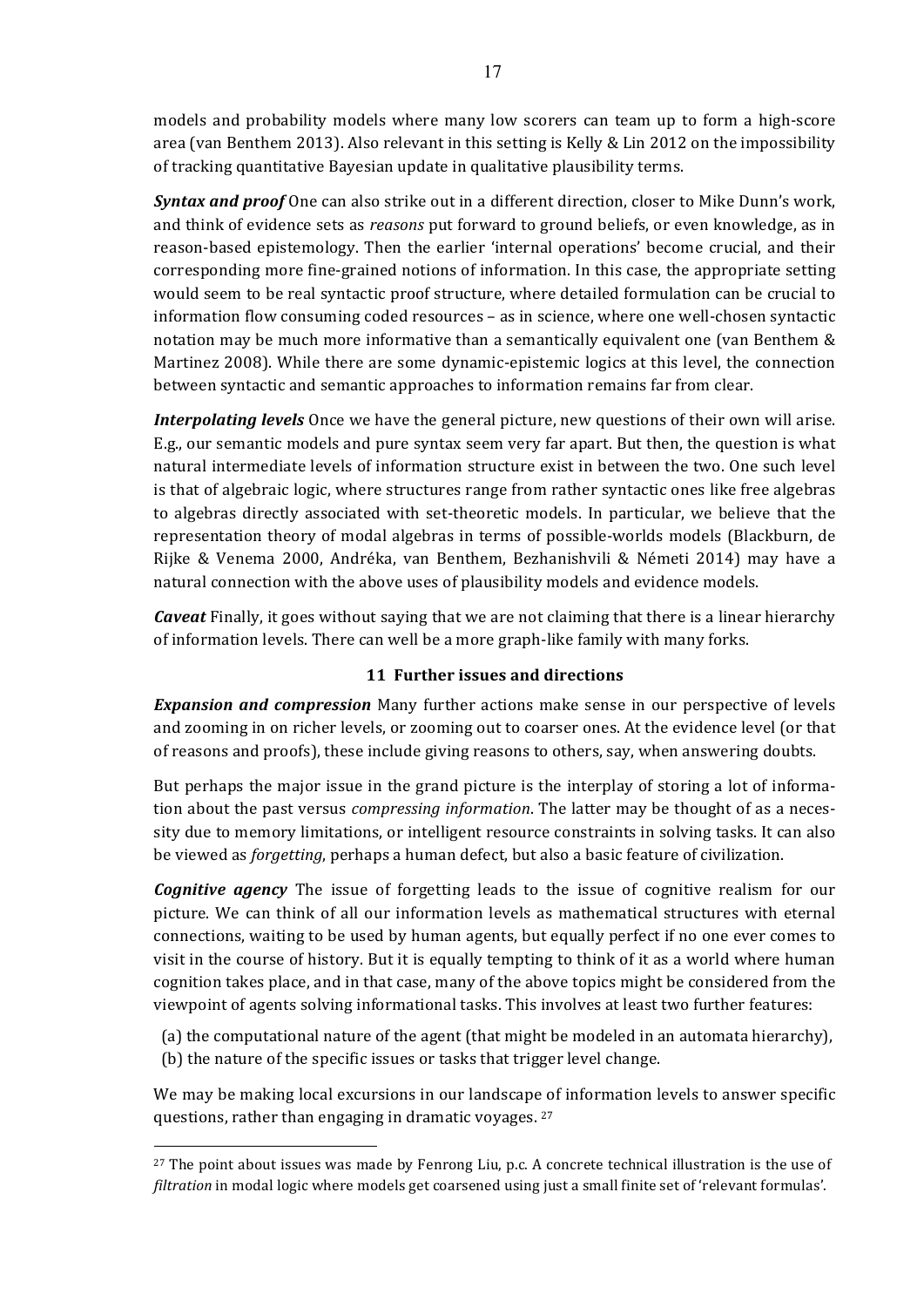models and probability models where many low scorers can team up to form a high-score area (van Benthem 2013). Also relevant in this setting is Kelly & Lin 2012 on the impossibility of tracking quantitative Bayesian update in qualitative plausibility terms.

***Syntax and proof*** One can also strike out in a different direction, closer to Mike Dunn's work, and think of evidence sets as *reasons* put forward to ground beliefs, or even knowledge, as in reason-based epistemology. Then the earlier 'internal operations' become crucial, and their corresponding more fine-grained notions of information. In this case, the appropriate setting would seem to be real syntactic proof structure, where detailed formulation can be crucial to information flow consuming coded resources – as in science, where one well-chosen syntactic notation may be much more informative than a semantically equivalent one (van Benthem & Martinez 2008). While there are some dynamic-epistemic logics at this level, the connection between syntactic and semantic approaches to information remains far from clear.

***Interpolating levels*** Once we have the general picture, new questions of their own will arise. E.g., our semantic models and pure syntax seem very far apart. But then, the question is what natural intermediate levels of information structure exist in between the two. One such level is that of algebraic logic, where structures range from rather syntactic ones like free algebras to algebras directly associated with set-theoretic models. In particular, we believe that the representation theory of modal algebras in terms of possible-worlds models (Blackburn, de Rijke & Venema 2000, Andréka, van Benthem, Bezhanishvili & Németi 2014) may have a natural connection with the above uses of plausibility models and evidence models.

***Caveat*** Finally, it goes without saying that we are not claiming that there is a linear hierarchy of information levels. There can well be a more graph-like family with many forks.

## 11 Further issues and directions

***Expansion and compression*** Many further actions make sense in our perspective of levels and zooming in on richer levels, or zooming out to coarser ones. At the evidence level (or that of reasons and proofs), these include giving reasons to others, say, when answering doubts.

But perhaps the major issue in the grand picture is the interplay of storing a lot of information about the past versus *compressing information*. The latter may be thought of as a necessity due to memory limitations, or intelligent resource constraints in solving tasks. It can also be viewed as *forgetting*, perhaps a human defect, but also a basic feature of civilization.

***Cognitive agency*** The issue of forgetting leads to the issue of cognitive realism for our picture. We can think of all our information levels as mathematical structures with eternal connections, waiting to be used by human agents, but equally perfect if no one ever comes to visit in the course of history. But it is equally tempting to think of it as a world where human cognition takes place, and in that case, many of the above topics might be considered from the viewpoint of agents solving informational tasks. This involves at least two further features:

(a) the computational nature of the agent (that might be modeled in an automata hierarchy),
(b) the nature of the specific issues or tasks that trigger level change.

We may be making local excursions in our landscape of information levels to answer specific questions, rather than engaging in dramatic voyages. [27]

---

[27] The point about issues was made by Fenrong Liu, p.c. A concrete technical illustration is the use of *filtration* in modal logic where models get coarsened using just a small finite set of 'relevant formulas'.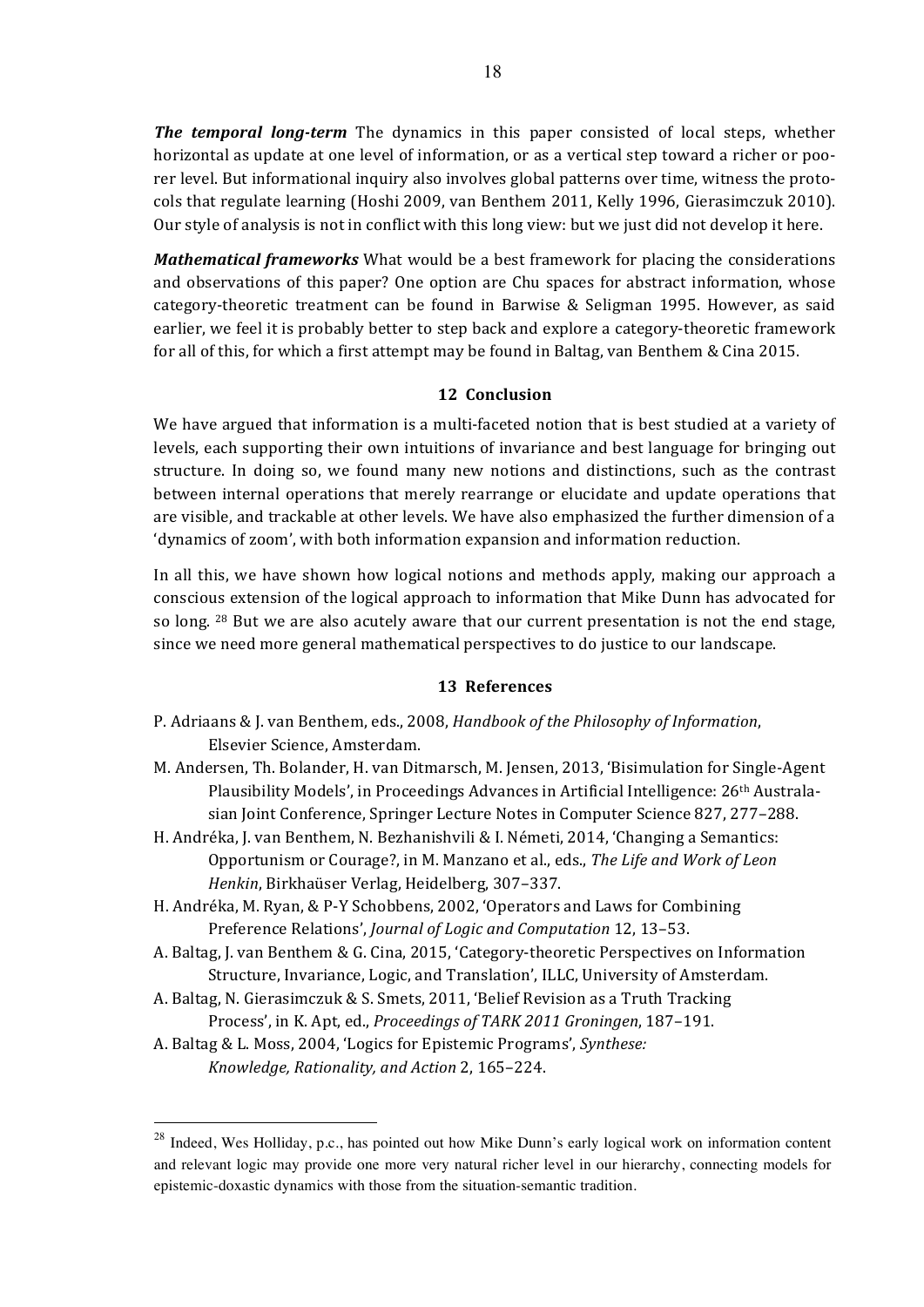***The temporal long-term*** The dynamics in this paper consisted of local steps, whether horizontal as update at one level of information, or as a vertical step toward a richer or poorer level. But informational inquiry also involves global patterns over time, witness the protocols that regulate learning (Hoshi 2009, van Benthem 2011, Kelly 1996, Gierasimczuk 2010). Our style of analysis is not in conflict with this long view: but we just did not develop it here.

***Mathematical frameworks*** What would be a best framework for placing the considerations and observations of this paper? One option are Chu spaces for abstract information, whose category-theoretic treatment can be found in Barwise & Seligman 1995. However, as said earlier, we feel it is probably better to step back and explore a category-theoretic framework for all of this, for which a first attempt may be found in Baltag, van Benthem & Cina 2015.

## 12 Conclusion

We have argued that information is a multi-faceted notion that is best studied at a variety of levels, each supporting their own intuitions of invariance and best language for bringing out structure. In doing so, we found many new notions and distinctions, such as the contrast between internal operations that merely rearrange or elucidate and update operations that are visible, and trackable at other levels. We have also emphasized the further dimension of a 'dynamics of zoom', with both information expansion and information reduction.

In all this, we have shown how logical notions and methods apply, making our approach a conscious extension of the logical approach to information that Mike Dunn has advocated for so long. [28] But we are also acutely aware that our current presentation is not the end stage, since we need more general mathematical perspectives to do justice to our landscape.

## 13 References

P. Adriaans & J. van Benthem, eds., 2008, *Handbook of the Philosophy of Information*, Elsevier Science, Amsterdam.

M. Andersen, Th. Bolander, H. van Ditmarsch, M. Jensen, 2013, 'Bisimulation for Single-Agent Plausibility Models', in Proceedings Advances in Artificial Intelligence: 26th Australasian Joint Conference, Springer Lecture Notes in Computer Science 827, 277–288.

H. Andréka, J. van Benthem, N. Bezhanishvili & I. Németi, 2014, 'Changing a Semantics: Opportunism or Courage?, in M. Manzano et al., eds., *The Life and Work of Leon Henkin*, Birkhaüser Verlag, Heidelberg, 307–337.

H. Andréka, M. Ryan, & P-Y Schobbens, 2002, 'Operators and Laws for Combining Preference Relations', *Journal of Logic and Computation* 12, 13–53.

A. Baltag, J. van Benthem & G. Cina, 2015, 'Category-theoretic Perspectives on Information Structure, Invariance, Logic, and Translation', ILLC, University of Amsterdam.

A. Baltag, N. Gierasimczuk & S. Smets, 2011, 'Belief Revision as a Truth Tracking Process', in K. Apt, ed., *Proceedings of TARK 2011 Groningen*, 187–191.

A. Baltag & L. Moss, 2004, 'Logics for Epistemic Programs', *Synthese: Knowledge, Rationality, and Action* 2, 165–224.

---

[28] Indeed, Wes Holliday, p.c., has pointed out how Mike Dunn's early logical work on information content and relevant logic may provide one more very natural richer level in our hierarchy, connecting models for epistemic-doxastic dynamics with those from the situation-semantic tradition.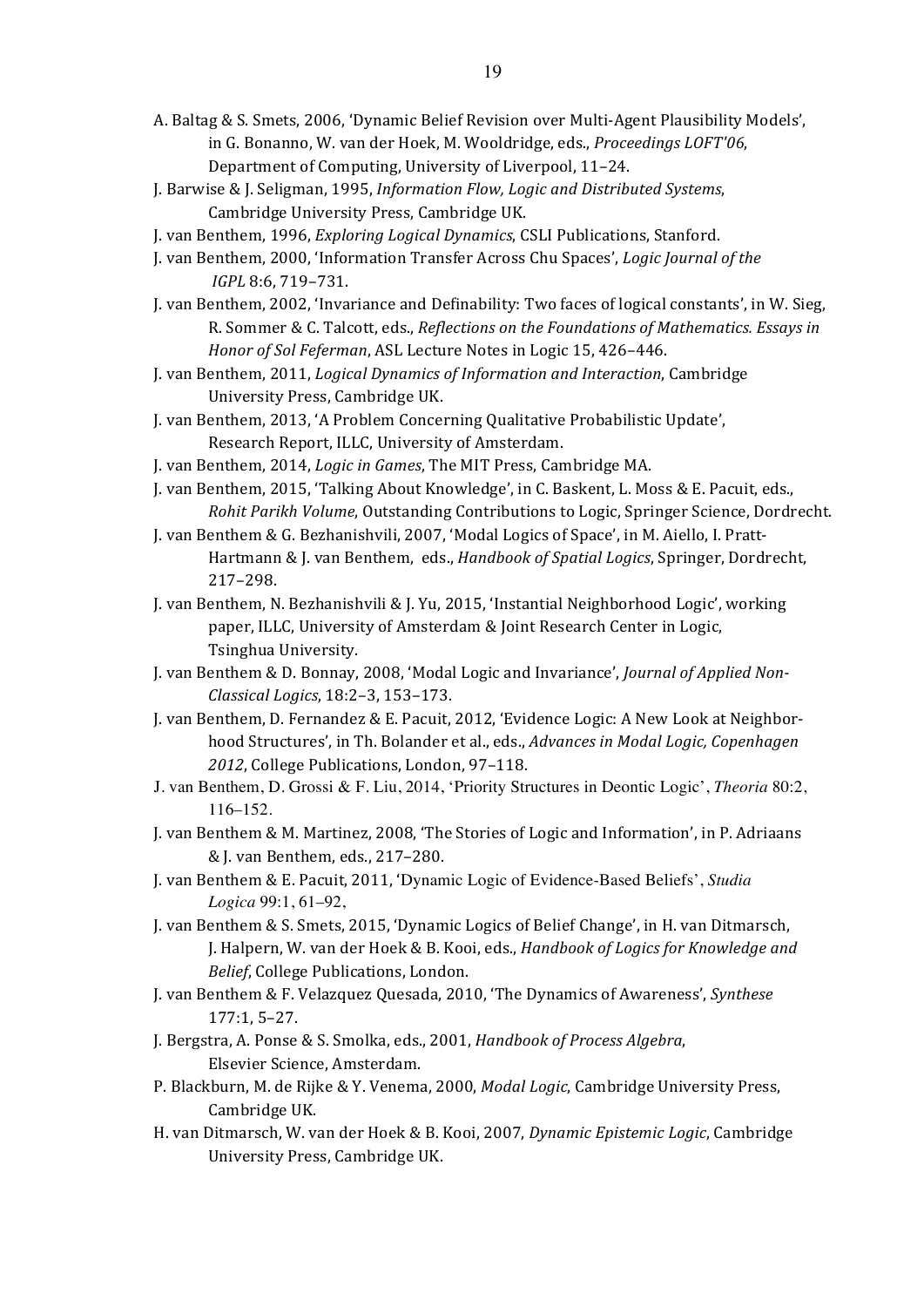A. Baltag & S. Smets, 2006, 'Dynamic Belief Revision over Multi-Agent Plausibility Models', in G. Bonanno, W. van der Hoek, M. Wooldridge, eds., *Proceedings LOFT'06*, Department of Computing, University of Liverpool, 11–24.

J. Barwise & J. Seligman, 1995, *Information Flow, Logic and Distributed Systems*, Cambridge University Press, Cambridge UK.

J. van Benthem, 1996, *Exploring Logical Dynamics*, CSLI Publications, Stanford.

J. van Benthem, 2000, 'Information Transfer Across Chu Spaces', *Logic Journal of the IGPL* 8:6, 719–731.

J. van Benthem, 2002, 'Invariance and Definability: Two faces of logical constants', in W. Sieg, R. Sommer & C. Talcott, eds., *Reflections on the Foundations of Mathematics. Essays in Honor of Sol Feferman*, ASL Lecture Notes in Logic 15, 426–446.

J. van Benthem, 2011, *Logical Dynamics of Information and Interaction*, Cambridge University Press, Cambridge UK.

J. van Benthem, 2013, 'A Problem Concerning Qualitative Probabilistic Update', Research Report, ILLC, University of Amsterdam.

J. van Benthem, 2014, *Logic in Games*, The MIT Press, Cambridge MA.

J. van Benthem, 2015, 'Talking About Knowledge', in C. Baskent, L. Moss & E. Pacuit, eds., *Rohit Parikh Volume*, Outstanding Contributions to Logic, Springer Science, Dordrecht.

J. van Benthem & G. Bezhanishvili, 2007, 'Modal Logics of Space', in M. Aiello, I. Pratt-Hartmann & J. van Benthem, eds., *Handbook of Spatial Logics*, Springer, Dordrecht, 217–298.

J. van Benthem, N. Bezhanishvili & J. Yu, 2015, 'Instantial Neighborhood Logic', working paper, ILLC, University of Amsterdam & Joint Research Center in Logic, Tsinghua University.

J. van Benthem & D. Bonnay, 2008, 'Modal Logic and Invariance', *Journal of Applied Non-Classical Logics*, 18:2–3, 153–173.

J. van Benthem, D. Fernandez & E. Pacuit, 2012, 'Evidence Logic: A New Look at Neighborhood Structures', in Th. Bolander et al., eds., *Advances in Modal Logic, Copenhagen 2012*, College Publications, London, 97–118.

J. van Benthem, D. Grossi & F. Liu, 2014, 'Priority Structures in Deontic Logic', *Theoria* 80:2, 116–152.

J. van Benthem & M. Martinez, 2008, 'The Stories of Logic and Information', in P. Adriaans & J. van Benthem, eds., 217–280.

J. van Benthem & E. Pacuit, 2011, 'Dynamic Logic of Evidence-Based Beliefs', *Studia Logica* 99:1, 61–92,

J. van Benthem & S. Smets, 2015, 'Dynamic Logics of Belief Change', in H. van Ditmarsch, J. Halpern, W. van der Hoek & B. Kooi, eds., *Handbook of Logics for Knowledge and Belief*, College Publications, London.

J. van Benthem & F. Velazquez Quesada, 2010, 'The Dynamics of Awareness', *Synthese* 177:1, 5–27.

J. Bergstra, A. Ponse & S. Smolka, eds., 2001, *Handbook of Process Algebra*, Elsevier Science, Amsterdam.

P. Blackburn, M. de Rijke & Y. Venema, 2000, *Modal Logic*, Cambridge University Press, Cambridge UK.

H. van Ditmarsch, W. van der Hoek & B. Kooi, 2007, *Dynamic Epistemic Logic*, Cambridge University Press, Cambridge UK.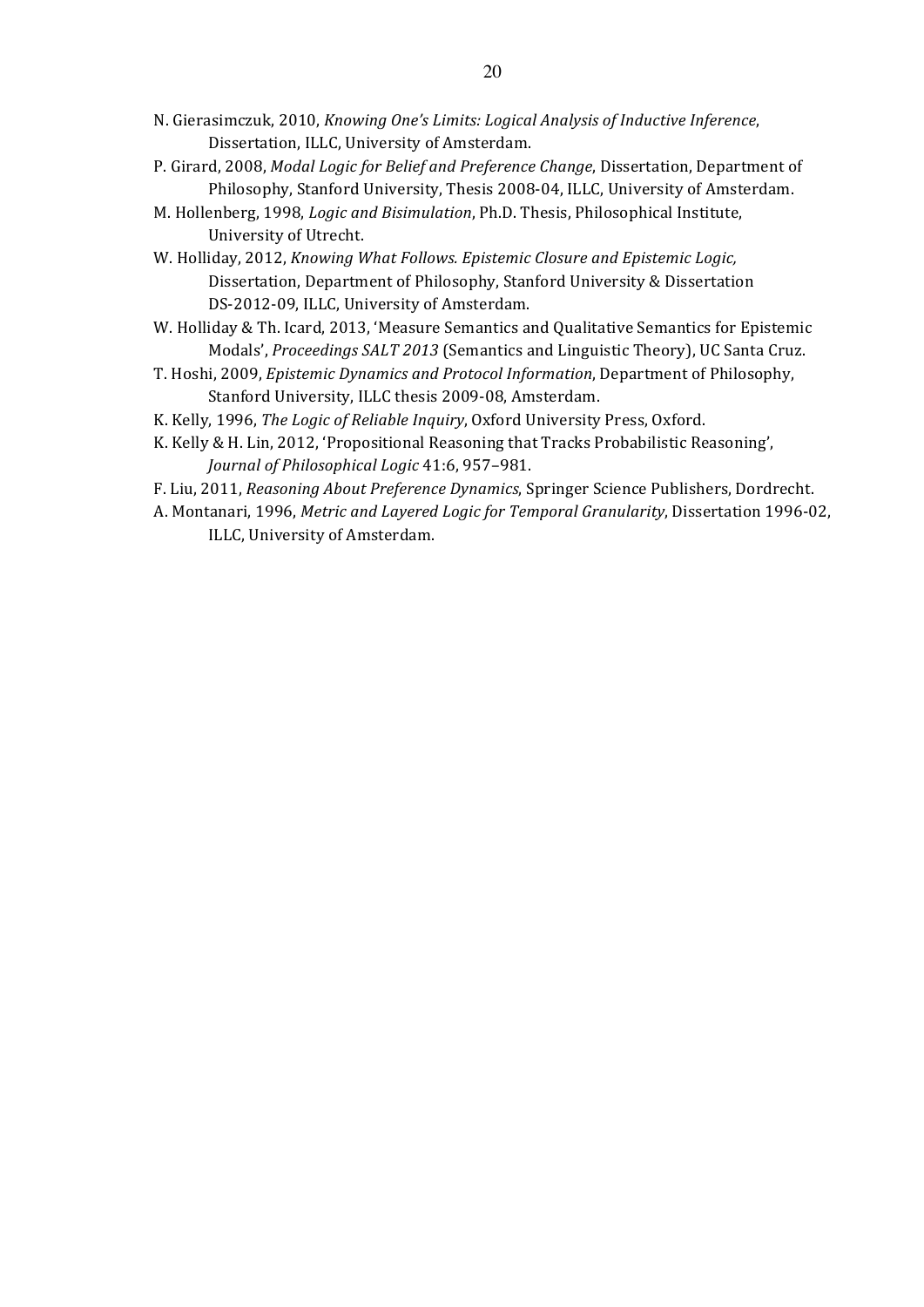N. Gierasimczuk, 2010, *Knowing One's Limits: Logical Analysis of Inductive Inference*, Dissertation, ILLC, University of Amsterdam.

P. Girard, 2008, *Modal Logic for Belief and Preference Change*, Dissertation, Department of Philosophy, Stanford University, Thesis 2008-04, ILLC, University of Amsterdam.

M. Hollenberg, 1998, *Logic and Bisimulation*, Ph.D. Thesis, Philosophical Institute, University of Utrecht.

W. Holliday, 2012, *Knowing What Follows. Epistemic Closure and Epistemic Logic,* Dissertation, Department of Philosophy, Stanford University & Dissertation DS-2012-09, ILLC, University of Amsterdam.

W. Holliday & Th. Icard, 2013, 'Measure Semantics and Qualitative Semantics for Epistemic Modals', *Proceedings SALT 2013* (Semantics and Linguistic Theory), UC Santa Cruz.

T. Hoshi, 2009, *Epistemic Dynamics and Protocol Information*, Department of Philosophy, Stanford University, ILLC thesis 2009-08, Amsterdam.

K. Kelly, 1996, *The Logic of Reliable Inquiry*, Oxford University Press, Oxford.

K. Kelly & H. Lin, 2012, 'Propositional Reasoning that Tracks Probabilistic Reasoning', *Journal of Philosophical Logic* 41:6, 957–981.

F. Liu, 2011, *Reasoning About Preference Dynamics*, Springer Science Publishers, Dordrecht.

A. Montanari, 1996, *Metric and Layered Logic for Temporal Granularity*, Dissertation 1996-02, ILLC, University of Amsterdam.